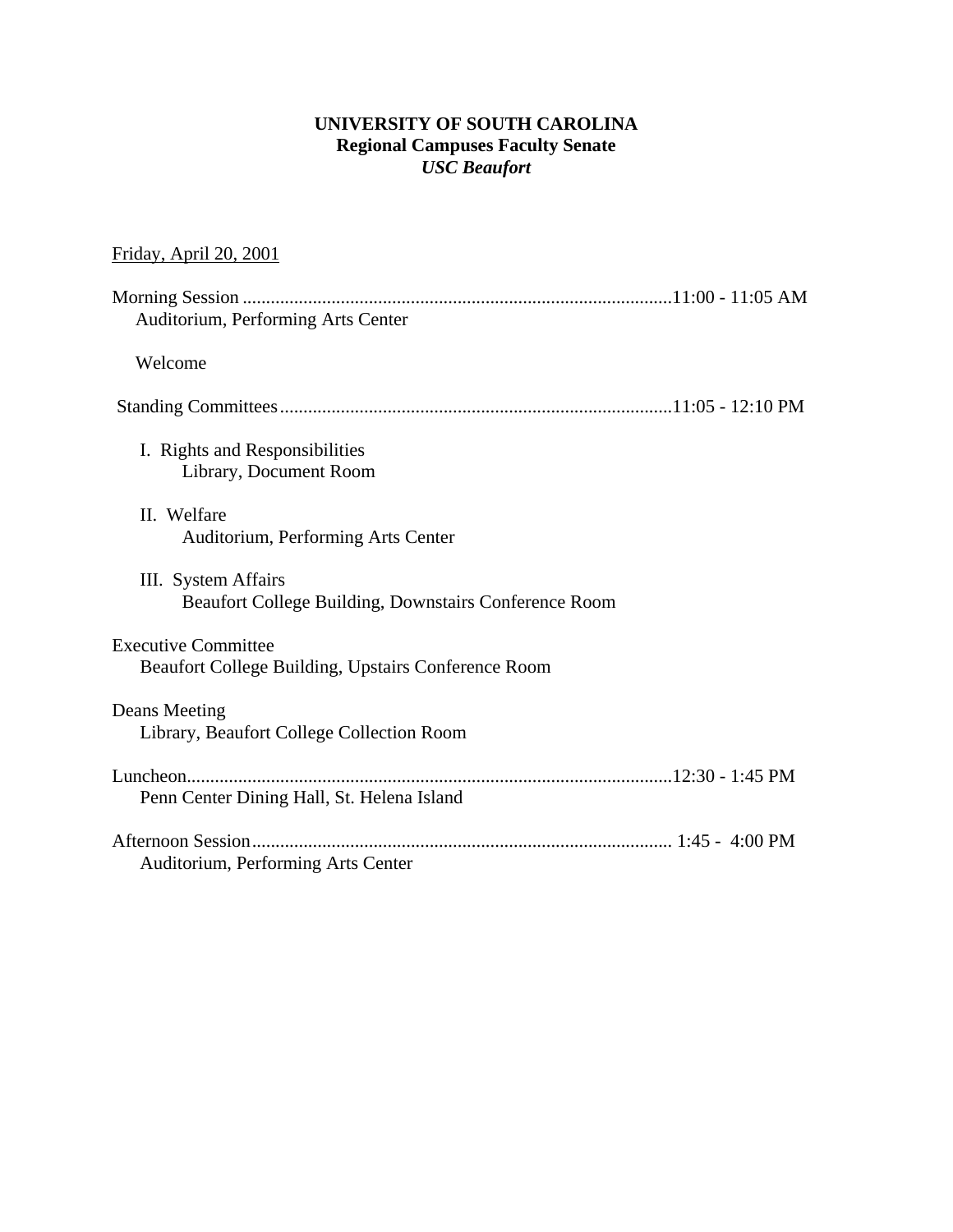**UNIVERSITY OF SOUTH CAROLINA**
**Regional Campuses Faculty Senate**
***USC Beaufort***

<u>Friday, April 20, 2001</u>

Morning Session ........................................................................................11:00 - 11:05 AM
Auditorium, Performing Arts Center

Welcome

Standing Committees....................................................................................11:05 - 12:10 PM

I. Rights and Responsibilities
Library, Document Room

II. Welfare
Auditorium, Performing Arts Center

III. System Affairs
Beaufort College Building, Downstairs Conference Room

Executive Committee
Beaufort College Building, Upstairs Conference Room

Deans Meeting
Library, Beaufort College Collection Room

Luncheon.......................................................................................................12:30 - 1:45 PM
Penn Center Dining Hall, St. Helena Island

Afternoon Session......................................................................................... 1:45 - 4:00 PM
Auditorium, Performing Arts Center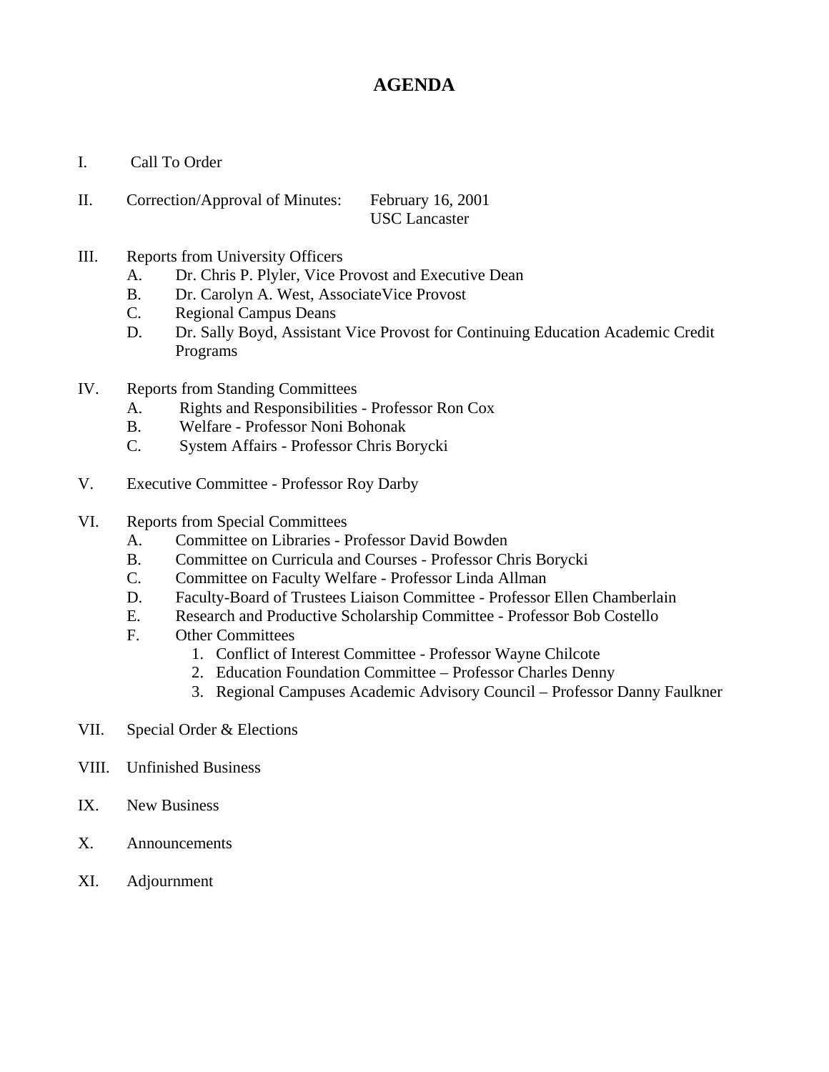# AGENDA

I. Call To Order

II. Correction/Approval of Minutes: February 16, 2001
USC Lancaster

III. Reports from University Officers
   A. Dr. Chris P. Plyler, Vice Provost and Executive Dean
   B. Dr. Carolyn A. West, AssociateVice Provost
   C. Regional Campus Deans
   D. Dr. Sally Boyd, Assistant Vice Provost for Continuing Education Academic Credit Programs

IV. Reports from Standing Committees
   A. Rights and Responsibilities - Professor Ron Cox
   B. Welfare - Professor Noni Bohonak
   C. System Affairs - Professor Chris Borycki

V. Executive Committee - Professor Roy Darby

VI. Reports from Special Committees
   A. Committee on Libraries - Professor David Bowden
   B. Committee on Curricula and Courses - Professor Chris Borycki
   C. Committee on Faculty Welfare - Professor Linda Allman
   D. Faculty-Board of Trustees Liaison Committee - Professor Ellen Chamberlain
   E. Research and Productive Scholarship Committee - Professor Bob Costello
   F. Other Committees
      1. Conflict of Interest Committee - Professor Wayne Chilcote
      2. Education Foundation Committee – Professor Charles Denny
      3. Regional Campuses Academic Advisory Council – Professor Danny Faulkner

VII. Special Order & Elections

VIII. Unfinished Business

IX. New Business

X. Announcements

XI. Adjournment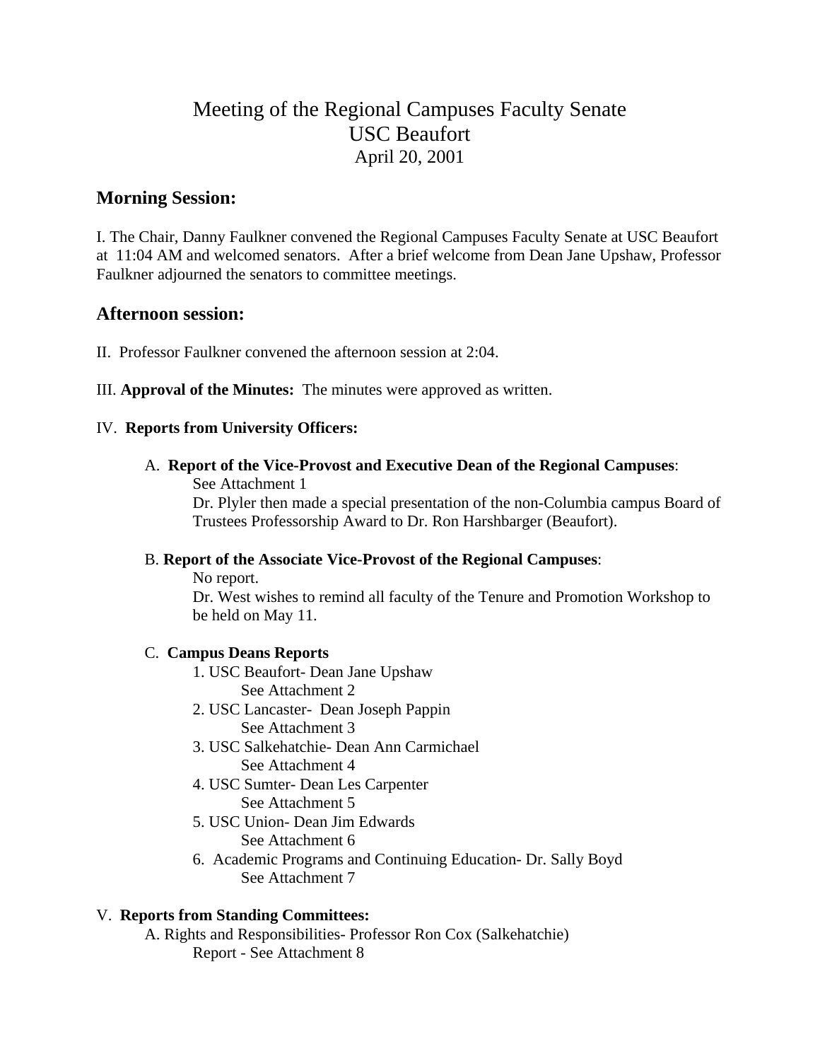# Meeting of the Regional Campuses Faculty Senate
## USC Beaufort
### April 20, 2001

## Morning Session:

I. The Chair, Danny Faulkner convened the Regional Campuses Faculty Senate at USC Beaufort at 11:04 AM and welcomed senators. After a brief welcome from Dean Jane Upshaw, Professor Faulkner adjourned the senators to committee meetings.

## Afternoon session:

II. Professor Faulkner convened the afternoon session at 2:04.

III. **Approval of the Minutes:** The minutes were approved as written.

IV. **Reports from University Officers:**

A. **Report of the Vice-Provost and Executive Dean of the Regional Campuses**:
See Attachment 1
Dr. Plyler then made a special presentation of the non-Columbia campus Board of Trustees Professorship Award to Dr. Ron Harshbarger (Beaufort).

B. **Report of the Associate Vice-Provost of the Regional Campuses**:
No report.
Dr. West wishes to remind all faculty of the Tenure and Promotion Workshop to be held on May 11.

C. **Campus Deans Reports**

1. USC Beaufort- Dean Jane Upshaw
   See Attachment 2
2. USC Lancaster- Dean Joseph Pappin
   See Attachment 3
3. USC Salkehatchie- Dean Ann Carmichael
   See Attachment 4
4. USC Sumter- Dean Les Carpenter
   See Attachment 5
5. USC Union- Dean Jim Edwards
   See Attachment 6
6. Academic Programs and Continuing Education- Dr. Sally Boyd
   See Attachment 7

V. **Reports from Standing Committees:**

A. Rights and Responsibilities- Professor Ron Cox (Salkehatchie)
Report - See Attachment 8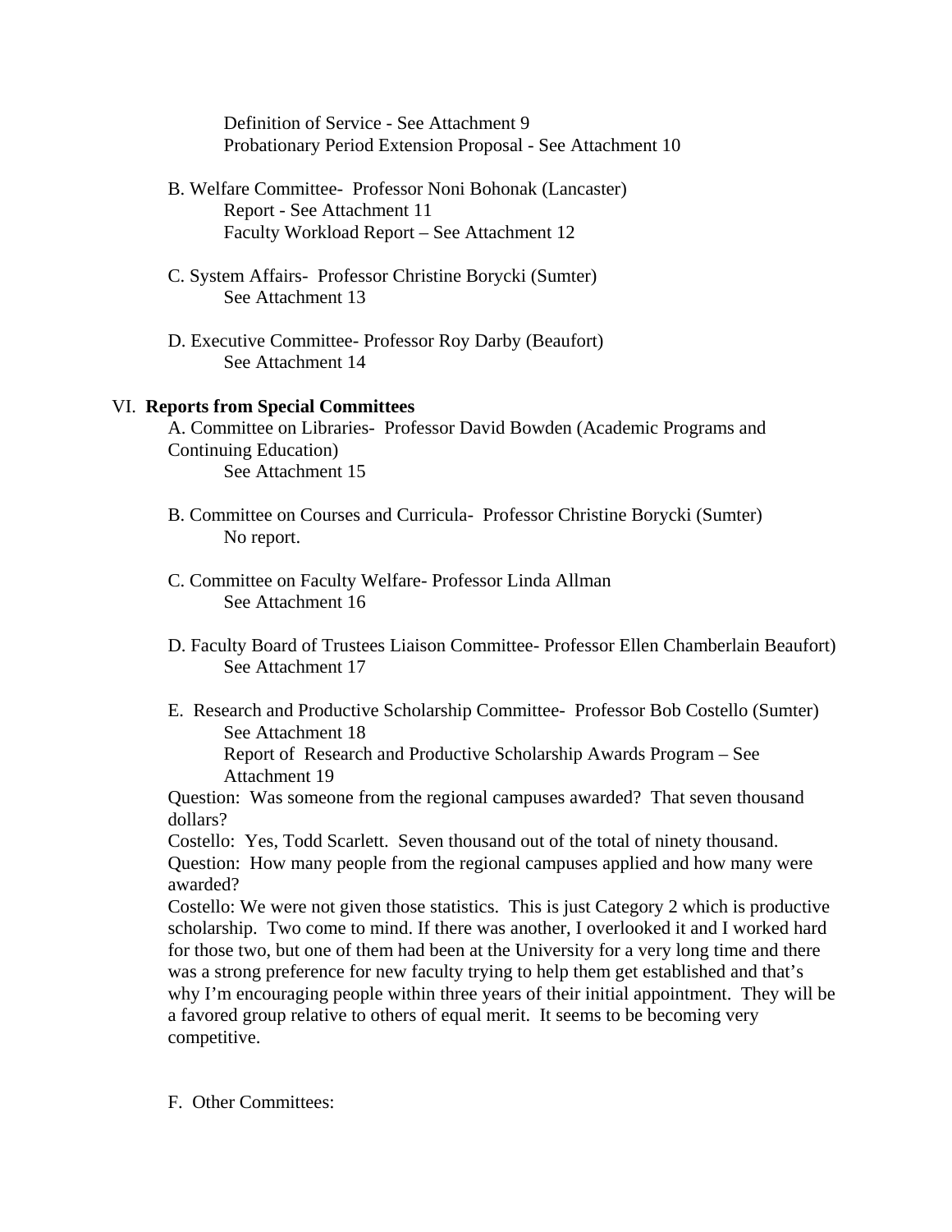Definition of Service - See Attachment 9
Probationary Period Extension Proposal - See Attachment 10

B. Welfare Committee- Professor Noni Bohonak (Lancaster)
Report - See Attachment 11
Faculty Workload Report – See Attachment 12

C. System Affairs- Professor Christine Borycki (Sumter)
See Attachment 13

D. Executive Committee- Professor Roy Darby (Beaufort)
See Attachment 14

VI. **Reports from Special Committees**

A. Committee on Libraries- Professor David Bowden (Academic Programs and Continuing Education)
See Attachment 15

B. Committee on Courses and Curricula- Professor Christine Borycki (Sumter)
No report.

C. Committee on Faculty Welfare- Professor Linda Allman
See Attachment 16

D. Faculty Board of Trustees Liaison Committee- Professor Ellen Chamberlain Beaufort)
See Attachment 17

E. Research and Productive Scholarship Committee- Professor Bob Costello (Sumter)
See Attachment 18
Report of Research and Productive Scholarship Awards Program – See Attachment 19

Question: Was someone from the regional campuses awarded? That seven thousand dollars?

Costello: Yes, Todd Scarlett. Seven thousand out of the total of ninety thousand.

Question: How many people from the regional campuses applied and how many were awarded?

Costello: We were not given those statistics. This is just Category 2 which is productive scholarship. Two come to mind. If there was another, I overlooked it and I worked hard for those two, but one of them had been at the University for a very long time and there was a strong preference for new faculty trying to help them get established and that's why I'm encouraging people within three years of their initial appointment. They will be a favored group relative to others of equal merit. It seems to be becoming very competitive.

F. Other Committees: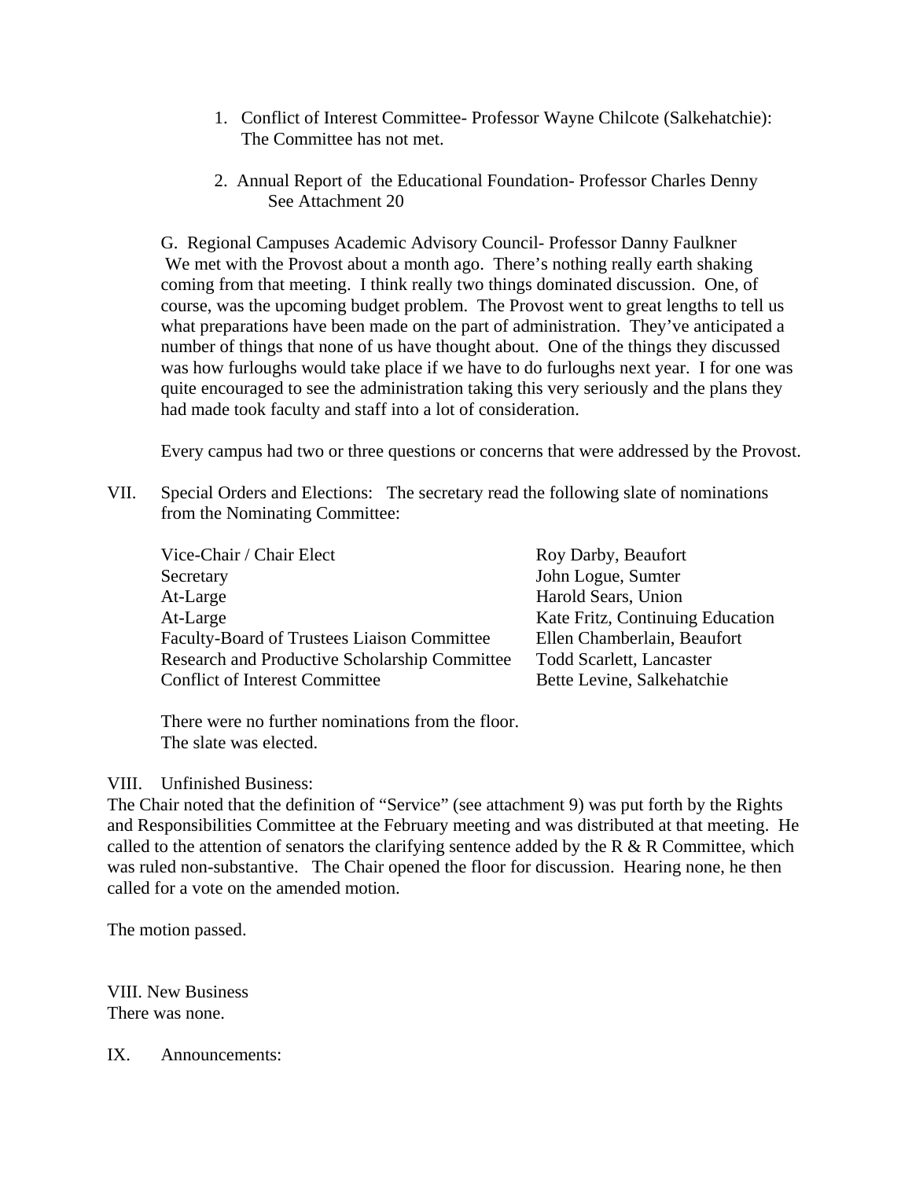1. Conflict of Interest Committee- Professor Wayne Chilcote (Salkehatchie): The Committee has not met.

2. Annual Report of the Educational Foundation- Professor Charles Denny
   See Attachment 20

G. Regional Campuses Academic Advisory Council- Professor Danny Faulkner
We met with the Provost about a month ago. There's nothing really earth shaking coming from that meeting. I think really two things dominated discussion. One, of course, was the upcoming budget problem. The Provost went to great lengths to tell us what preparations have been made on the part of administration. They've anticipated a number of things that none of us have thought about. One of the things they discussed was how furloughs would take place if we have to do furloughs next year. I for one was quite encouraged to see the administration taking this very seriously and the plans they had made took faculty and staff into a lot of consideration.

Every campus had two or three questions or concerns that were addressed by the Provost.

VII. Special Orders and Elections: The secretary read the following slate of nominations from the Nominating Committee:

| | |
|---|---|
| Vice-Chair / Chair Elect | Roy Darby, Beaufort |
| Secretary | John Logue, Sumter |
| At-Large | Harold Sears, Union |
| At-Large | Kate Fritz, Continuing Education |
| Faculty-Board of Trustees Liaison Committee | Ellen Chamberlain, Beaufort |
| Research and Productive Scholarship Committee | Todd Scarlett, Lancaster |
| Conflict of Interest Committee | Bette Levine, Salkehatchie |

There were no further nominations from the floor.
The slate was elected.

VIII. Unfinished Business:
The Chair noted that the definition of "Service" (see attachment 9) was put forth by the Rights and Responsibilities Committee at the February meeting and was distributed at that meeting. He called to the attention of senators the clarifying sentence added by the R & R Committee, which was ruled non-substantive. The Chair opened the floor for discussion. Hearing none, he then called for a vote on the amended motion.

The motion passed.

VIII. New Business
There was none.

IX. Announcements: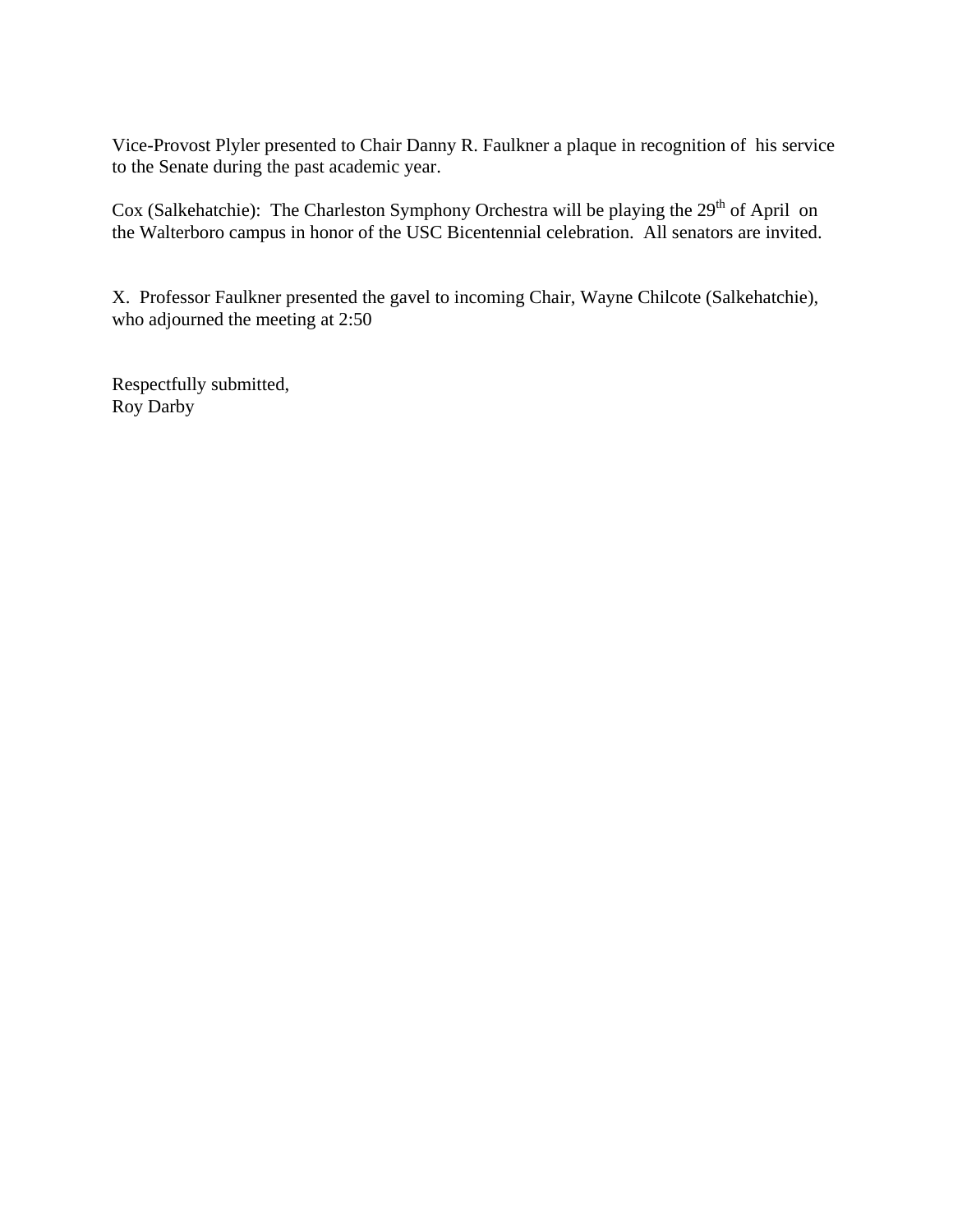Vice-Provost Plyler presented to Chair Danny R. Faulkner a plaque in recognition of his service to the Senate during the past academic year.

Cox (Salkehatchie): The Charleston Symphony Orchestra will be playing the 29th of April on the Walterboro campus in honor of the USC Bicentennial celebration. All senators are invited.

X. Professor Faulkner presented the gavel to incoming Chair, Wayne Chilcote (Salkehatchie), who adjourned the meeting at 2:50

Respectfully submitted,
Roy Darby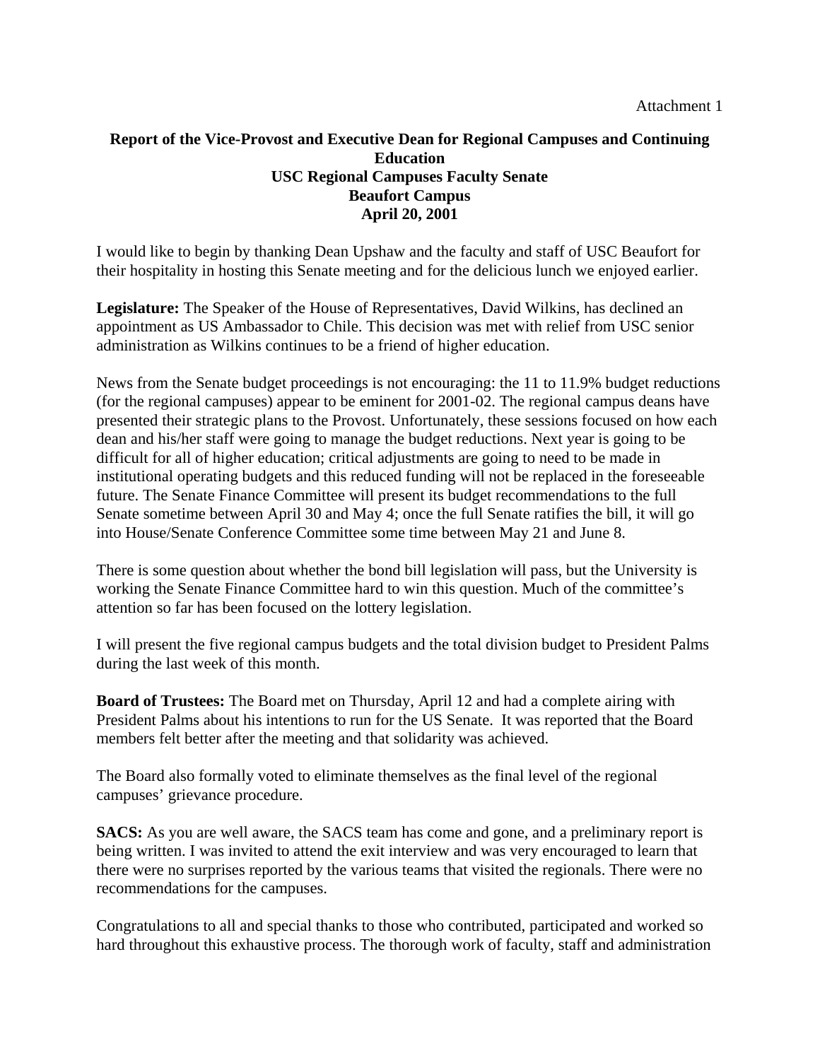Attachment 1

**Report of the Vice-Provost and Executive Dean for Regional Campuses and Continuing Education**
**USC Regional Campuses Faculty Senate**
**Beaufort Campus**
**April 20, 2001**

I would like to begin by thanking Dean Upshaw and the faculty and staff of USC Beaufort for their hospitality in hosting this Senate meeting and for the delicious lunch we enjoyed earlier.

**Legislature:** The Speaker of the House of Representatives, David Wilkins, has declined an appointment as US Ambassador to Chile. This decision was met with relief from USC senior administration as Wilkins continues to be a friend of higher education.

News from the Senate budget proceedings is not encouraging: the 11 to 11.9% budget reductions (for the regional campuses) appear to be eminent for 2001-02. The regional campus deans have presented their strategic plans to the Provost. Unfortunately, these sessions focused on how each dean and his/her staff were going to manage the budget reductions. Next year is going to be difficult for all of higher education; critical adjustments are going to need to be made in institutional operating budgets and this reduced funding will not be replaced in the foreseeable future. The Senate Finance Committee will present its budget recommendations to the full Senate sometime between April 30 and May 4; once the full Senate ratifies the bill, it will go into House/Senate Conference Committee some time between May 21 and June 8.

There is some question about whether the bond bill legislation will pass, but the University is working the Senate Finance Committee hard to win this question. Much of the committee's attention so far has been focused on the lottery legislation.

I will present the five regional campus budgets and the total division budget to President Palms during the last week of this month.

**Board of Trustees:** The Board met on Thursday, April 12 and had a complete airing with President Palms about his intentions to run for the US Senate. It was reported that the Board members felt better after the meeting and that solidarity was achieved.

The Board also formally voted to eliminate themselves as the final level of the regional campuses' grievance procedure.

**SACS:** As you are well aware, the SACS team has come and gone, and a preliminary report is being written. I was invited to attend the exit interview and was very encouraged to learn that there were no surprises reported by the various teams that visited the regionals. There were no recommendations for the campuses.

Congratulations to all and special thanks to those who contributed, participated and worked so hard throughout this exhaustive process. The thorough work of faculty, staff and administration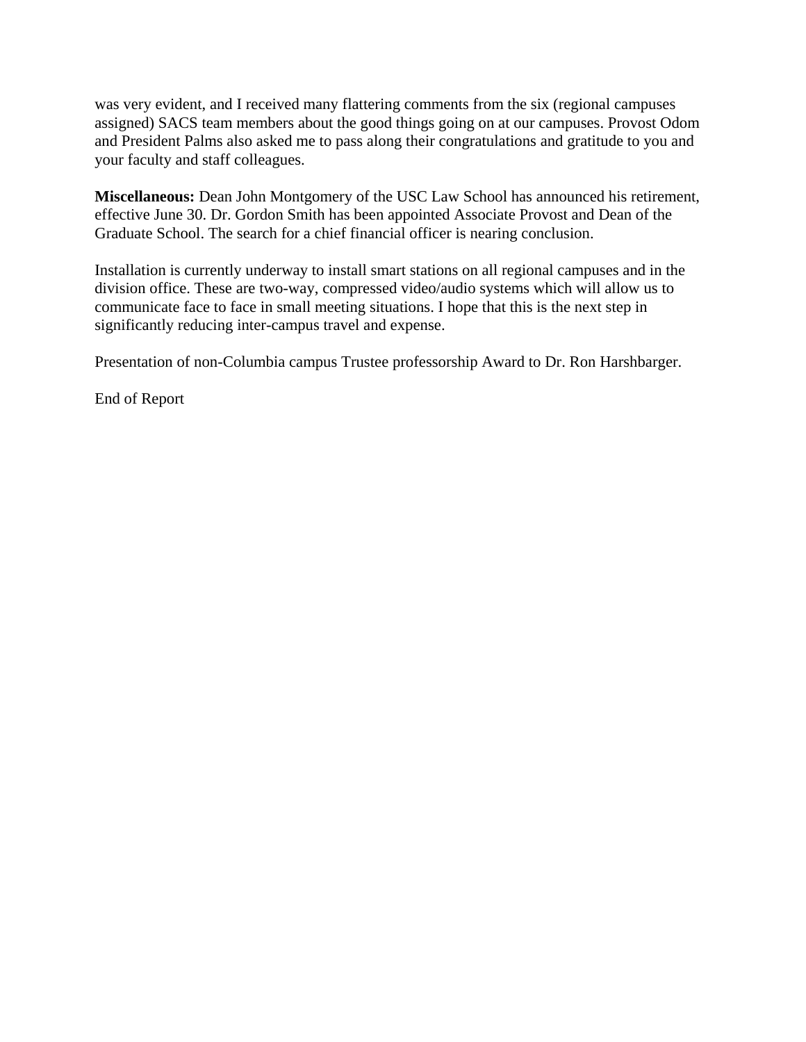was very evident, and I received many flattering comments from the six (regional campuses assigned) SACS team members about the good things going on at our campuses. Provost Odom and President Palms also asked me to pass along their congratulations and gratitude to you and your faculty and staff colleagues.

**Miscellaneous:** Dean John Montgomery of the USC Law School has announced his retirement, effective June 30. Dr. Gordon Smith has been appointed Associate Provost and Dean of the Graduate School. The search for a chief financial officer is nearing conclusion.

Installation is currently underway to install smart stations on all regional campuses and in the division office. These are two-way, compressed video/audio systems which will allow us to communicate face to face in small meeting situations. I hope that this is the next step in significantly reducing inter-campus travel and expense.

Presentation of non-Columbia campus Trustee professorship Award to Dr. Ron Harshbarger.

End of Report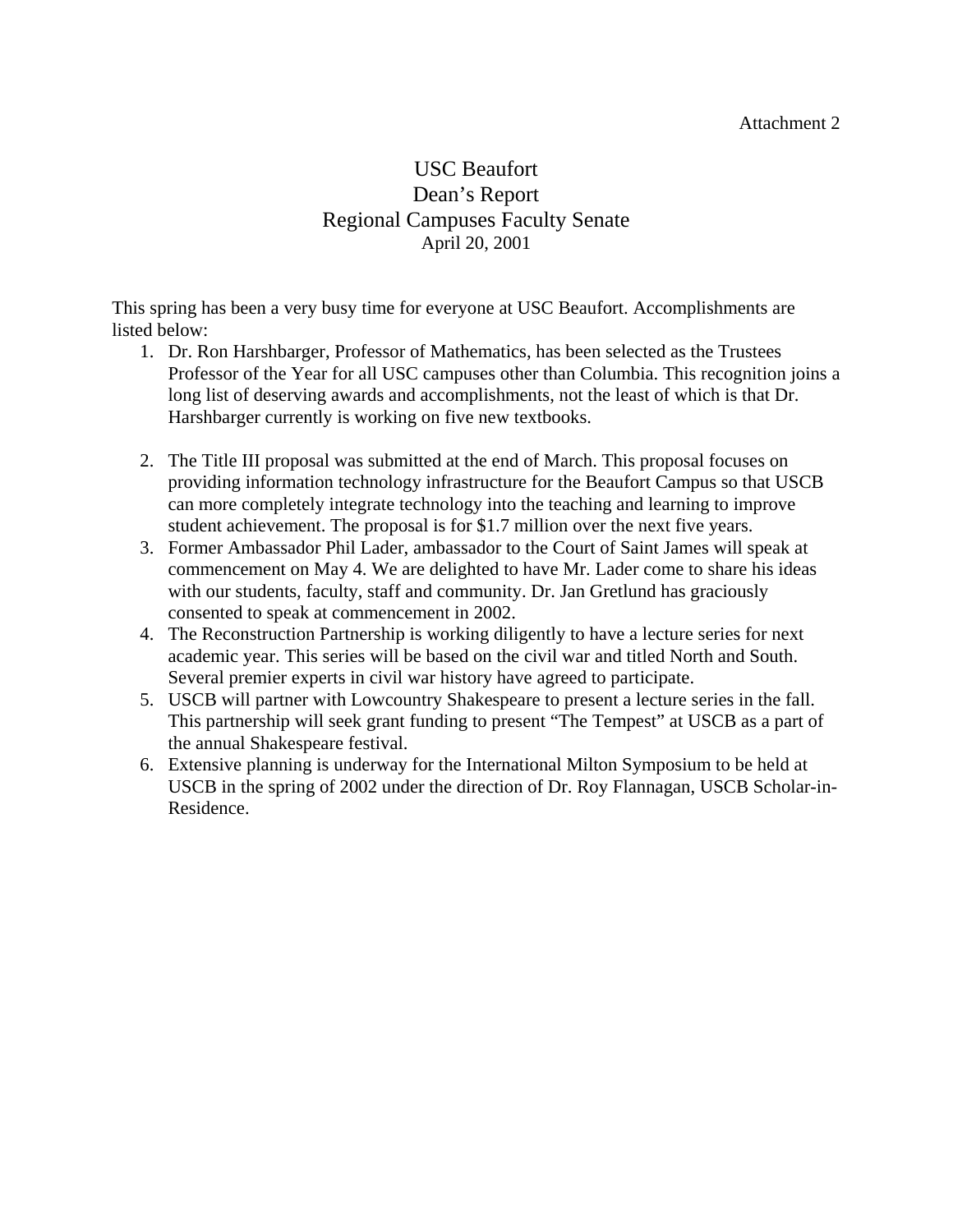Attachment 2

# USC Beaufort
## Dean's Report
## Regional Campuses Faculty Senate
April 20, 2001

This spring has been a very busy time for everyone at USC Beaufort. Accomplishments are listed below:

1. Dr. Ron Harshbarger, Professor of Mathematics, has been selected as the Trustees Professor of the Year for all USC campuses other than Columbia. This recognition joins a long list of deserving awards and accomplishments, not the least of which is that Dr. Harshbarger currently is working on five new textbooks.

2. The Title III proposal was submitted at the end of March. This proposal focuses on providing information technology infrastructure for the Beaufort Campus so that USCB can more completely integrate technology into the teaching and learning to improve student achievement. The proposal is for $1.7 million over the next five years.
3. Former Ambassador Phil Lader, ambassador to the Court of Saint James will speak at commencement on May 4. We are delighted to have Mr. Lader come to share his ideas with our students, faculty, staff and community. Dr. Jan Gretlund has graciously consented to speak at commencement in 2002.
4. The Reconstruction Partnership is working diligently to have a lecture series for next academic year. This series will be based on the civil war and titled North and South. Several premier experts in civil war history have agreed to participate.
5. USCB will partner with Lowcountry Shakespeare to present a lecture series in the fall. This partnership will seek grant funding to present "The Tempest" at USCB as a part of the annual Shakespeare festival.
6. Extensive planning is underway for the International Milton Symposium to be held at USCB in the spring of 2002 under the direction of Dr. Roy Flannagan, USCB Scholar-in-Residence.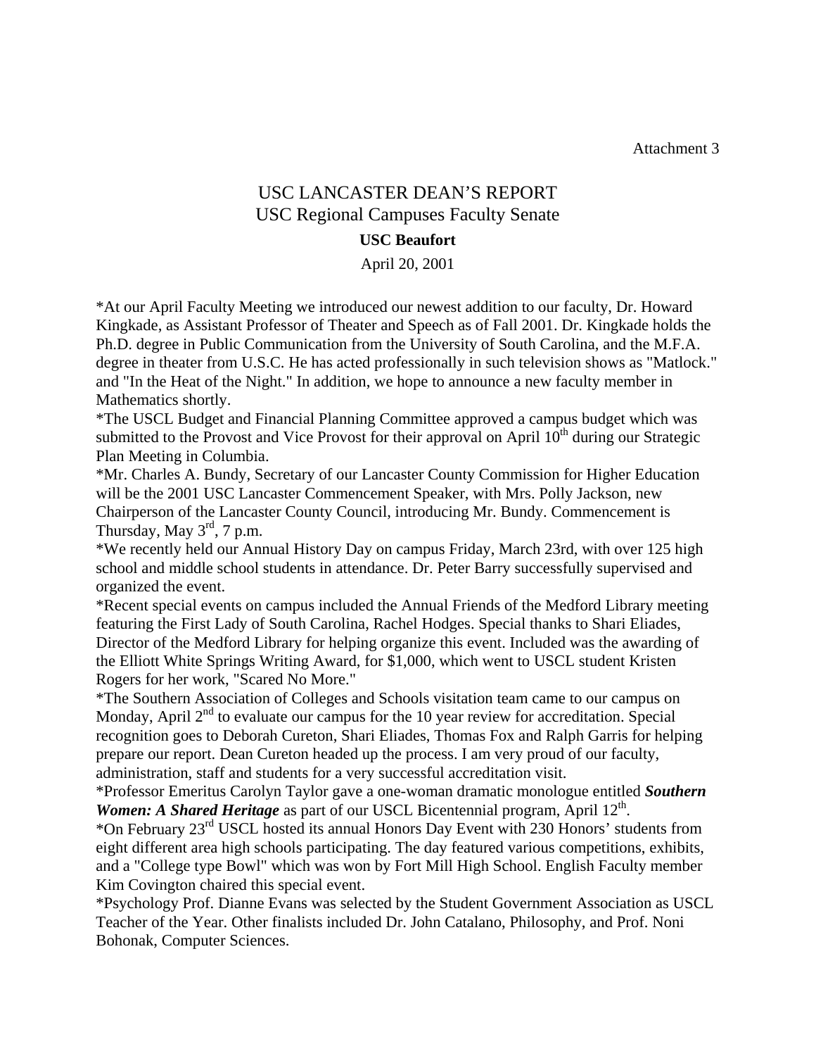Attachment 3

# USC LANCASTER DEAN'S REPORT

## USC Regional Campuses Faculty Senate

### USC Beaufort

April 20, 2001

*At our April Faculty Meeting we introduced our newest addition to our faculty, Dr. Howard Kingkade, as Assistant Professor of Theater and Speech as of Fall 2001. Dr. Kingkade holds the Ph.D. degree in Public Communication from the University of South Carolina, and the M.F.A. degree in theater from U.S.C. He has acted professionally in such television shows as "Matlock." and "In the Heat of the Night." In addition, we hope to announce a new faculty member in Mathematics shortly.

*The USCL Budget and Financial Planning Committee approved a campus budget which was submitted to the Provost and Vice Provost for their approval on April 10th during our Strategic Plan Meeting in Columbia.

*Mr. Charles A. Bundy, Secretary of our Lancaster County Commission for Higher Education will be the 2001 USC Lancaster Commencement Speaker, with Mrs. Polly Jackson, new Chairperson of the Lancaster County Council, introducing Mr. Bundy. Commencement is Thursday, May 3rd, 7 p.m.

*We recently held our Annual History Day on campus Friday, March 23rd, with over 125 high school and middle school students in attendance. Dr. Peter Barry successfully supervised and organized the event.

*Recent special events on campus included the Annual Friends of the Medford Library meeting featuring the First Lady of South Carolina, Rachel Hodges. Special thanks to Shari Eliades, Director of the Medford Library for helping organize this event. Included was the awarding of the Elliott White Springs Writing Award, for $1,000, which went to USCL student Kristen Rogers for her work, "Scared No More."

*The Southern Association of Colleges and Schools visitation team came to our campus on Monday, April 2nd to evaluate our campus for the 10 year review for accreditation. Special recognition goes to Deborah Cureton, Shari Eliades, Thomas Fox and Ralph Garris for helping prepare our report. Dean Cureton headed up the process. I am very proud of our faculty, administration, staff and students for a very successful accreditation visit.

*Professor Emeritus Carolyn Taylor gave a one-woman dramatic monologue entitled ***Southern Women: A Shared Heritage*** as part of our USCL Bicentennial program, April 12th.

*On February 23rd USCL hosted its annual Honors Day Event with 230 Honors' students from eight different area high schools participating. The day featured various competitions, exhibits, and a "College type Bowl" which was won by Fort Mill High School. English Faculty member Kim Covington chaired this special event.

*Psychology Prof. Dianne Evans was selected by the Student Government Association as USCL Teacher of the Year. Other finalists included Dr. John Catalano, Philosophy, and Prof. Noni Bohonak, Computer Sciences.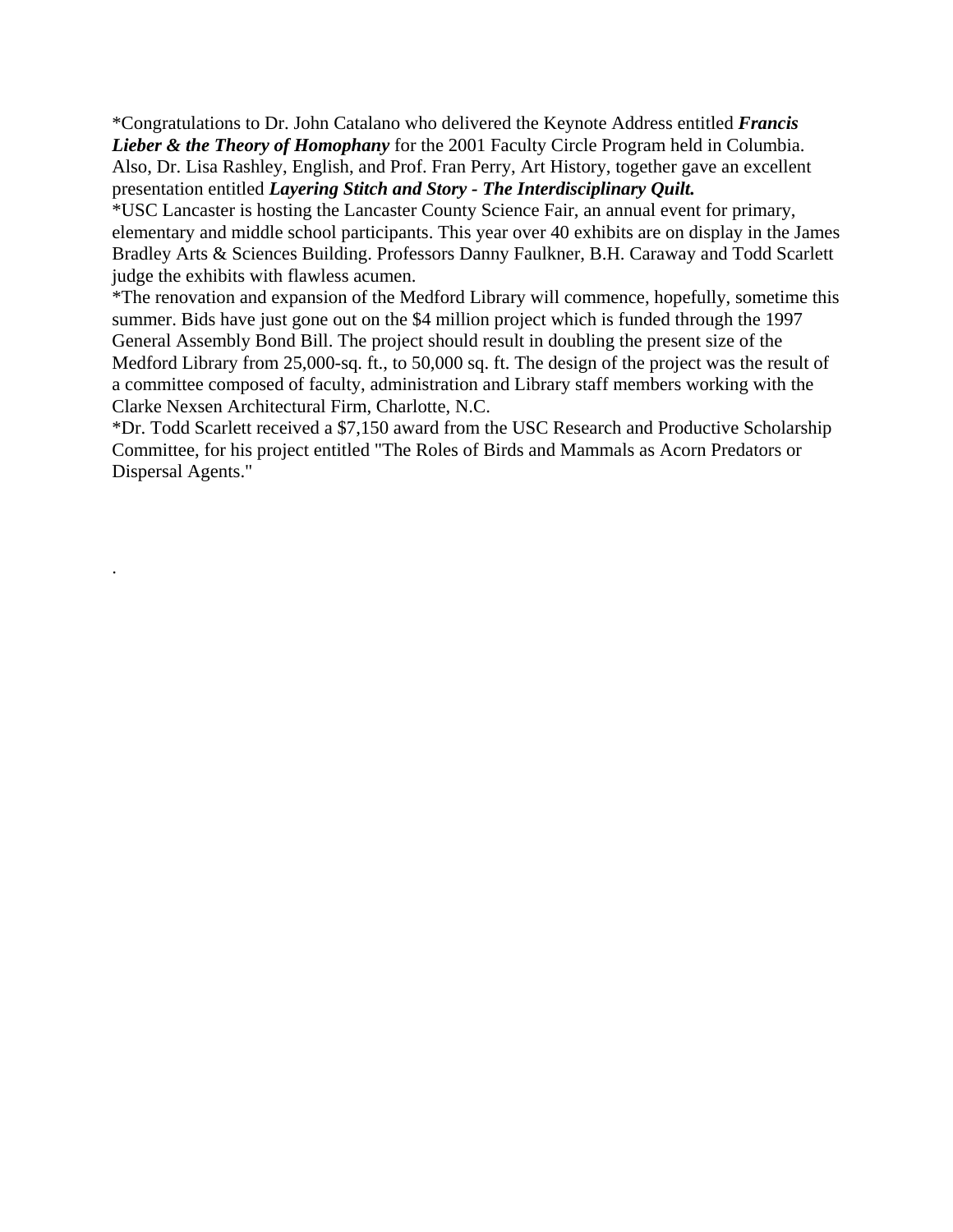*Congratulations to Dr. John Catalano who delivered the Keynote Address entitled ***Francis Lieber & the Theory of Homophany*** for the 2001 Faculty Circle Program held in Columbia. Also, Dr. Lisa Rashley, English, and Prof. Fran Perry, Art History, together gave an excellent presentation entitled ***Layering Stitch and Story - The Interdisciplinary Quilt.***

*USC Lancaster is hosting the Lancaster County Science Fair, an annual event for primary, elementary and middle school participants. This year over 40 exhibits are on display in the James Bradley Arts & Sciences Building. Professors Danny Faulkner, B.H. Caraway and Todd Scarlett judge the exhibits with flawless acumen.

*The renovation and expansion of the Medford Library will commence, hopefully, sometime this summer. Bids have just gone out on the $4 million project which is funded through the 1997 General Assembly Bond Bill. The project should result in doubling the present size of the Medford Library from 25,000-sq. ft., to 50,000 sq. ft. The design of the project was the result of a committee composed of faculty, administration and Library staff members working with the Clarke Nexsen Architectural Firm, Charlotte, N.C.

*Dr. Todd Scarlett received a $7,150 award from the USC Research and Productive Scholarship Committee, for his project entitled "The Roles of Birds and Mammals as Acorn Predators or Dispersal Agents."

.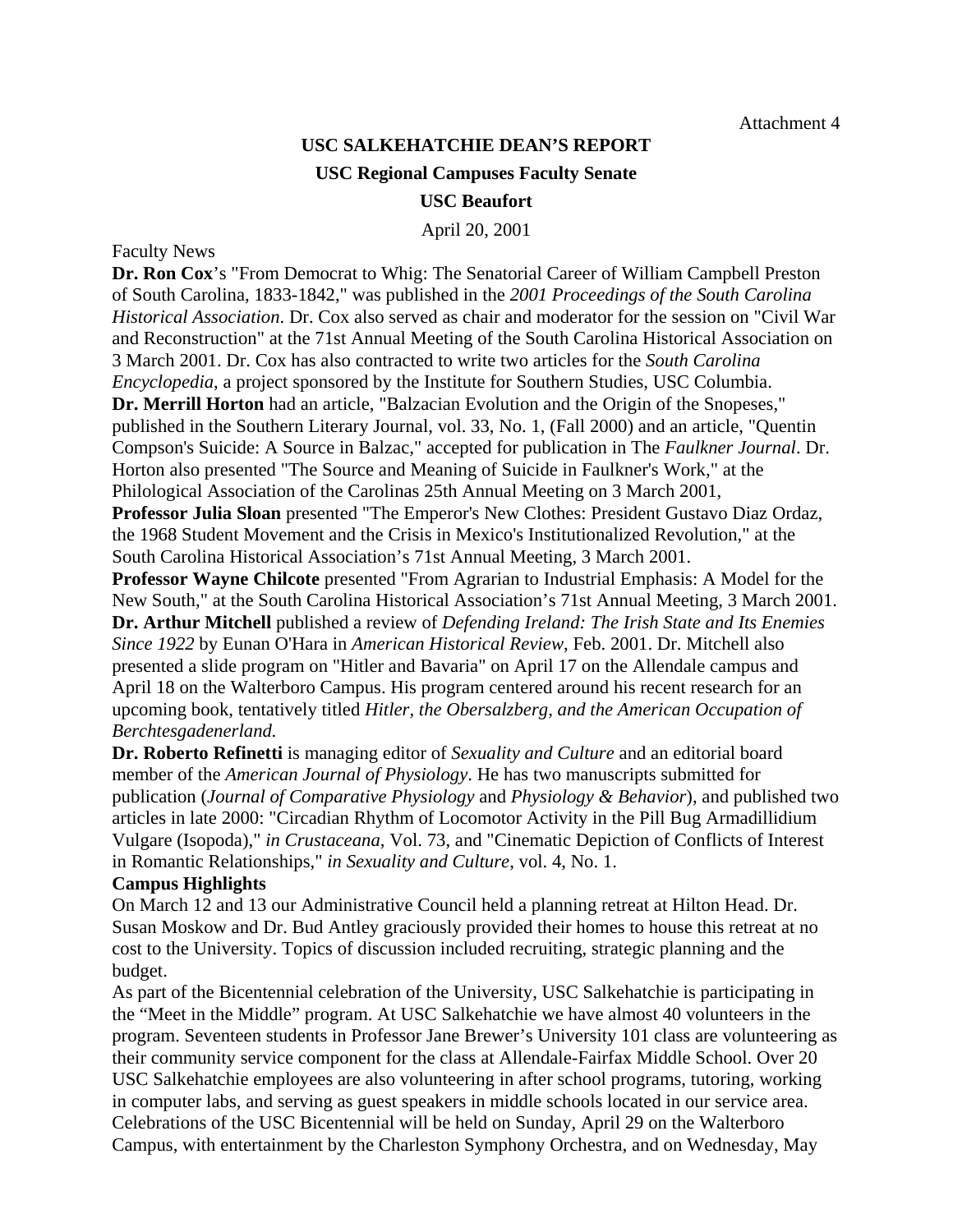Attachment 4

**USC SALKEHATCHIE DEAN'S REPORT**

**USC Regional Campuses Faculty Senate**

**USC Beaufort**

April 20, 2001

Faculty News

**Dr. Ron Cox**'s "From Democrat to Whig: The Senatorial Career of William Campbell Preston of South Carolina, 1833-1842," was published in the *2001 Proceedings of the South Carolina Historical Association*. Dr. Cox also served as chair and moderator for the session on "Civil War and Reconstruction" at the 71st Annual Meeting of the South Carolina Historical Association on 3 March 2001. Dr. Cox has also contracted to write two articles for the *South Carolina Encyclopedia*, a project sponsored by the Institute for Southern Studies, USC Columbia.

**Dr. Merrill Horton** had an article, "Balzacian Evolution and the Origin of the Snopeses," published in the Southern Literary Journal, vol. 33, No. 1, (Fall 2000) and an article, "Quentin Compson's Suicide: A Source in Balzac," accepted for publication in The *Faulkner Journal*. Dr. Horton also presented "The Source and Meaning of Suicide in Faulkner's Work," at the Philological Association of the Carolinas 25th Annual Meeting on 3 March 2001,

**Professor Julia Sloan** presented "The Emperor's New Clothes: President Gustavo Diaz Ordaz, the 1968 Student Movement and the Crisis in Mexico's Institutionalized Revolution," at the South Carolina Historical Association's 71st Annual Meeting, 3 March 2001.

**Professor Wayne Chilcote** presented "From Agrarian to Industrial Emphasis: A Model for the New South," at the South Carolina Historical Association's 71st Annual Meeting, 3 March 2001.

**Dr. Arthur Mitchell** published a review of *Defending Ireland: The Irish State and Its Enemies Since 1922* by Eunan O'Hara in *American Historical Review*, Feb. 2001. Dr. Mitchell also presented a slide program on "Hitler and Bavaria" on April 17 on the Allendale campus and April 18 on the Walterboro Campus. His program centered around his recent research for an upcoming book, tentatively titled *Hitler, the Obersalzberg, and the American Occupation of Berchtesgadenerland.*

**Dr. Roberto Refinetti** is managing editor of *Sexuality and Culture* and an editorial board member of the *American Journal of Physiology*. He has two manuscripts submitted for publication (*Journal of Comparative Physiology* and *Physiology & Behavior*), and published two articles in late 2000: "Circadian Rhythm of Locomotor Activity in the Pill Bug Armadillidium Vulgare (Isopoda)," *in Crustaceana*, Vol. 73, and "Cinematic Depiction of Conflicts of Interest in Romantic Relationships," *in Sexuality and Culture*, vol. 4, No. 1.

**Campus Highlights**

On March 12 and 13 our Administrative Council held a planning retreat at Hilton Head. Dr. Susan Moskow and Dr. Bud Antley graciously provided their homes to house this retreat at no cost to the University. Topics of discussion included recruiting, strategic planning and the budget.

As part of the Bicentennial celebration of the University, USC Salkehatchie is participating in the "Meet in the Middle" program. At USC Salkehatchie we have almost 40 volunteers in the program. Seventeen students in Professor Jane Brewer's University 101 class are volunteering as their community service component for the class at Allendale-Fairfax Middle School. Over 20 USC Salkehatchie employees are also volunteering in after school programs, tutoring, working in computer labs, and serving as guest speakers in middle schools located in our service area. Celebrations of the USC Bicentennial will be held on Sunday, April 29 on the Walterboro Campus, with entertainment by the Charleston Symphony Orchestra, and on Wednesday, May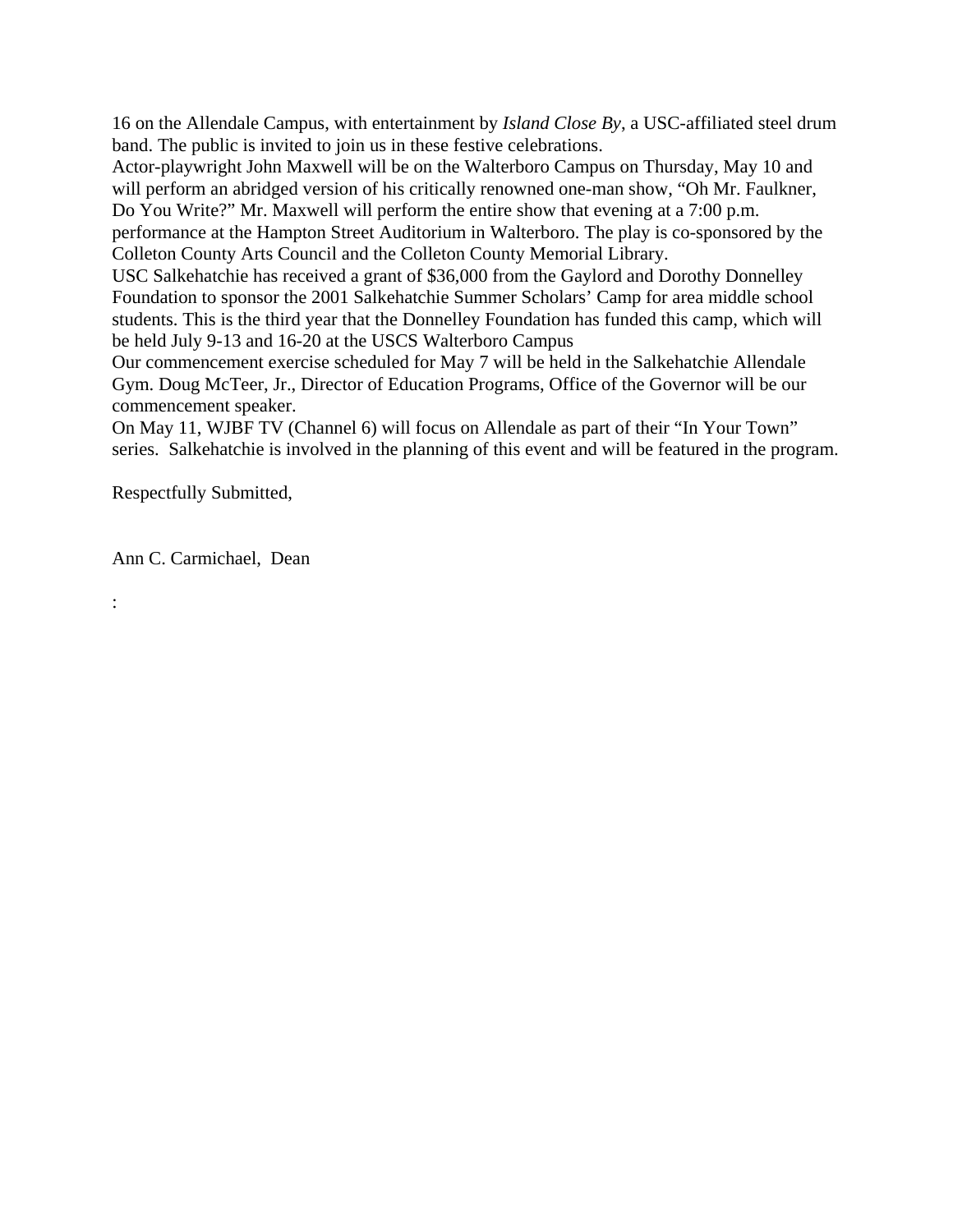16 on the Allendale Campus, with entertainment by *Island Close By*, a USC-affiliated steel drum band. The public is invited to join us in these festive celebrations.

Actor-playwright John Maxwell will be on the Walterboro Campus on Thursday, May 10 and will perform an abridged version of his critically renowned one-man show, "Oh Mr. Faulkner, Do You Write?" Mr. Maxwell will perform the entire show that evening at a 7:00 p.m. performance at the Hampton Street Auditorium in Walterboro. The play is co-sponsored by the Colleton County Arts Council and the Colleton County Memorial Library.

USC Salkehatchie has received a grant of $36,000 from the Gaylord and Dorothy Donnelley Foundation to sponsor the 2001 Salkehatchie Summer Scholars' Camp for area middle school students. This is the third year that the Donnelley Foundation has funded this camp, which will be held July 9-13 and 16-20 at the USCS Walterboro Campus

Our commencement exercise scheduled for May 7 will be held in the Salkehatchie Allendale Gym. Doug McTeer, Jr., Director of Education Programs, Office of the Governor will be our commencement speaker.

On May 11, WJBF TV (Channel 6) will focus on Allendale as part of their "In Your Town" series. Salkehatchie is involved in the planning of this event and will be featured in the program.

Respectfully Submitted,

Ann C. Carmichael, Dean

: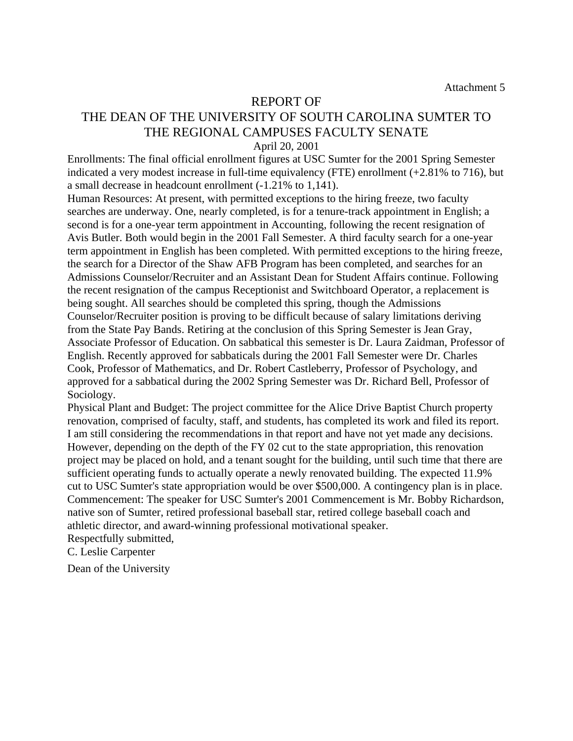Attachment 5

# REPORT OF
# THE DEAN OF THE UNIVERSITY OF SOUTH CAROLINA SUMTER TO THE REGIONAL CAMPUSES FACULTY SENATE

April 20, 2001

Enrollments: The final official enrollment figures at USC Sumter for the 2001 Spring Semester indicated a very modest increase in full-time equivalency (FTE) enrollment (+2.81% to 716), but a small decrease in headcount enrollment (-1.21% to 1,141).

Human Resources: At present, with permitted exceptions to the hiring freeze, two faculty searches are underway. One, nearly completed, is for a tenure-track appointment in English; a second is for a one-year term appointment in Accounting, following the recent resignation of Avis Butler. Both would begin in the 2001 Fall Semester. A third faculty search for a one-year term appointment in English has been completed. With permitted exceptions to the hiring freeze, the search for a Director of the Shaw AFB Program has been completed, and searches for an Admissions Counselor/Recruiter and an Assistant Dean for Student Affairs continue. Following the recent resignation of the campus Receptionist and Switchboard Operator, a replacement is being sought. All searches should be completed this spring, though the Admissions Counselor/Recruiter position is proving to be difficult because of salary limitations deriving from the State Pay Bands. Retiring at the conclusion of this Spring Semester is Jean Gray, Associate Professor of Education. On sabbatical this semester is Dr. Laura Zaidman, Professor of English. Recently approved for sabbaticals during the 2001 Fall Semester were Dr. Charles Cook, Professor of Mathematics, and Dr. Robert Castleberry, Professor of Psychology, and approved for a sabbatical during the 2002 Spring Semester was Dr. Richard Bell, Professor of Sociology.

Physical Plant and Budget: The project committee for the Alice Drive Baptist Church property renovation, comprised of faculty, staff, and students, has completed its work and filed its report. I am still considering the recommendations in that report and have not yet made any decisions. However, depending on the depth of the FY 02 cut to the state appropriation, this renovation project may be placed on hold, and a tenant sought for the building, until such time that there are sufficient operating funds to actually operate a newly renovated building. The expected 11.9% cut to USC Sumter's state appropriation would be over $500,000. A contingency plan is in place.

Commencement: The speaker for USC Sumter's 2001 Commencement is Mr. Bobby Richardson, native son of Sumter, retired professional baseball star, retired college baseball coach and athletic director, and award-winning professional motivational speaker.

Respectfully submitted,

C. Leslie Carpenter

Dean of the University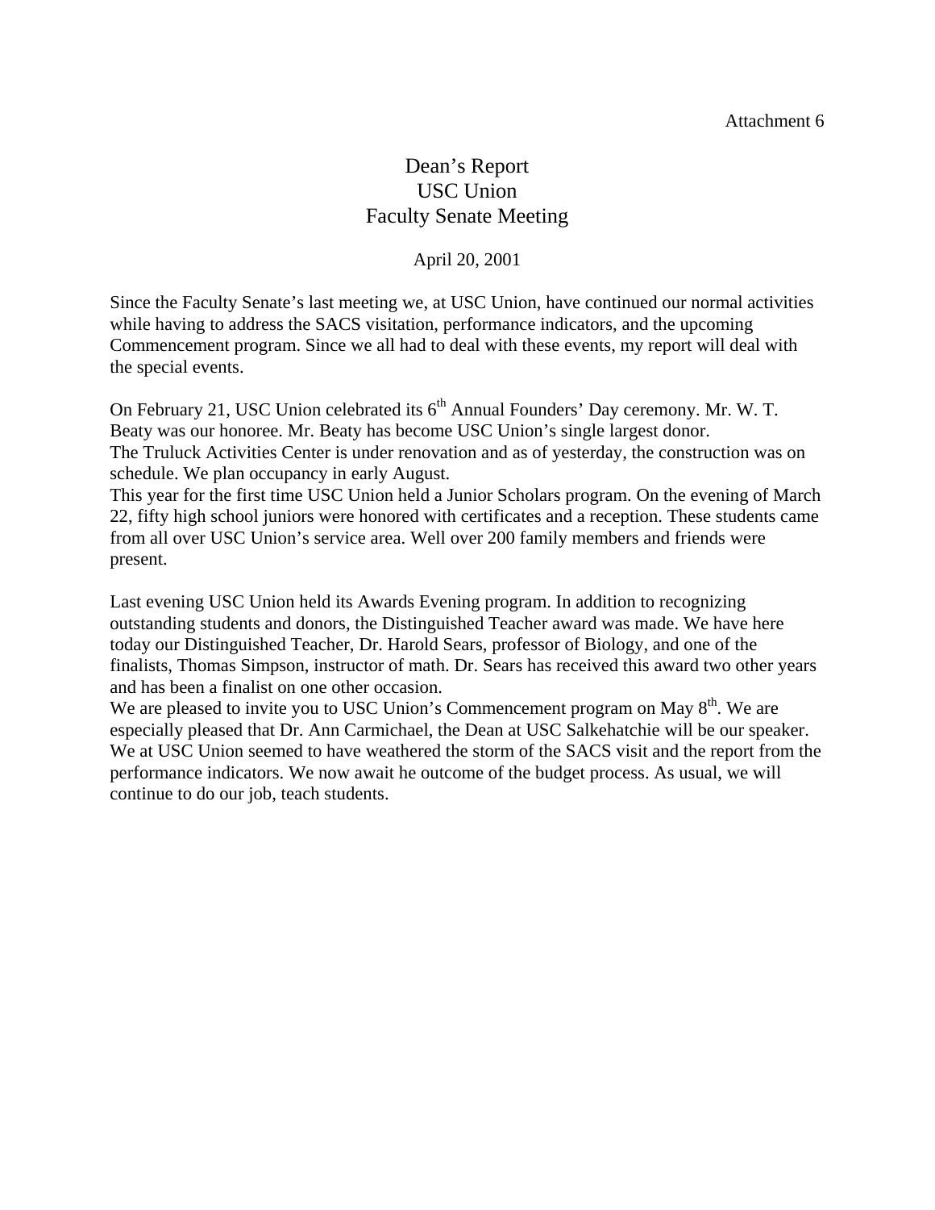Attachment 6

# Dean's Report
# USC Union
# Faculty Senate Meeting

April 20, 2001

Since the Faculty Senate's last meeting we, at USC Union, have continued our normal activities while having to address the SACS visitation, performance indicators, and the upcoming Commencement program. Since we all had to deal with these events, my report will deal with the special events.

On February 21, USC Union celebrated its 6th Annual Founders' Day ceremony. Mr. W. T. Beaty was our honoree. Mr. Beaty has become USC Union's single largest donor.
The Truluck Activities Center is under renovation and as of yesterday, the construction was on schedule. We plan occupancy in early August.
This year for the first time USC Union held a Junior Scholars program. On the evening of March 22, fifty high school juniors were honored with certificates and a reception. These students came from all over USC Union's service area. Well over 200 family members and friends were present.

Last evening USC Union held its Awards Evening program. In addition to recognizing outstanding students and donors, the Distinguished Teacher award was made. We have here today our Distinguished Teacher, Dr. Harold Sears, professor of Biology, and one of the finalists, Thomas Simpson, instructor of math. Dr. Sears has received this award two other years and has been a finalist on one other occasion.
We are pleased to invite you to USC Union's Commencement program on May 8th. We are especially pleased that Dr. Ann Carmichael, the Dean at USC Salkehatchie will be our speaker.
We at USC Union seemed to have weathered the storm of the SACS visit and the report from the performance indicators. We now await he outcome of the budget process. As usual, we will continue to do our job, teach students.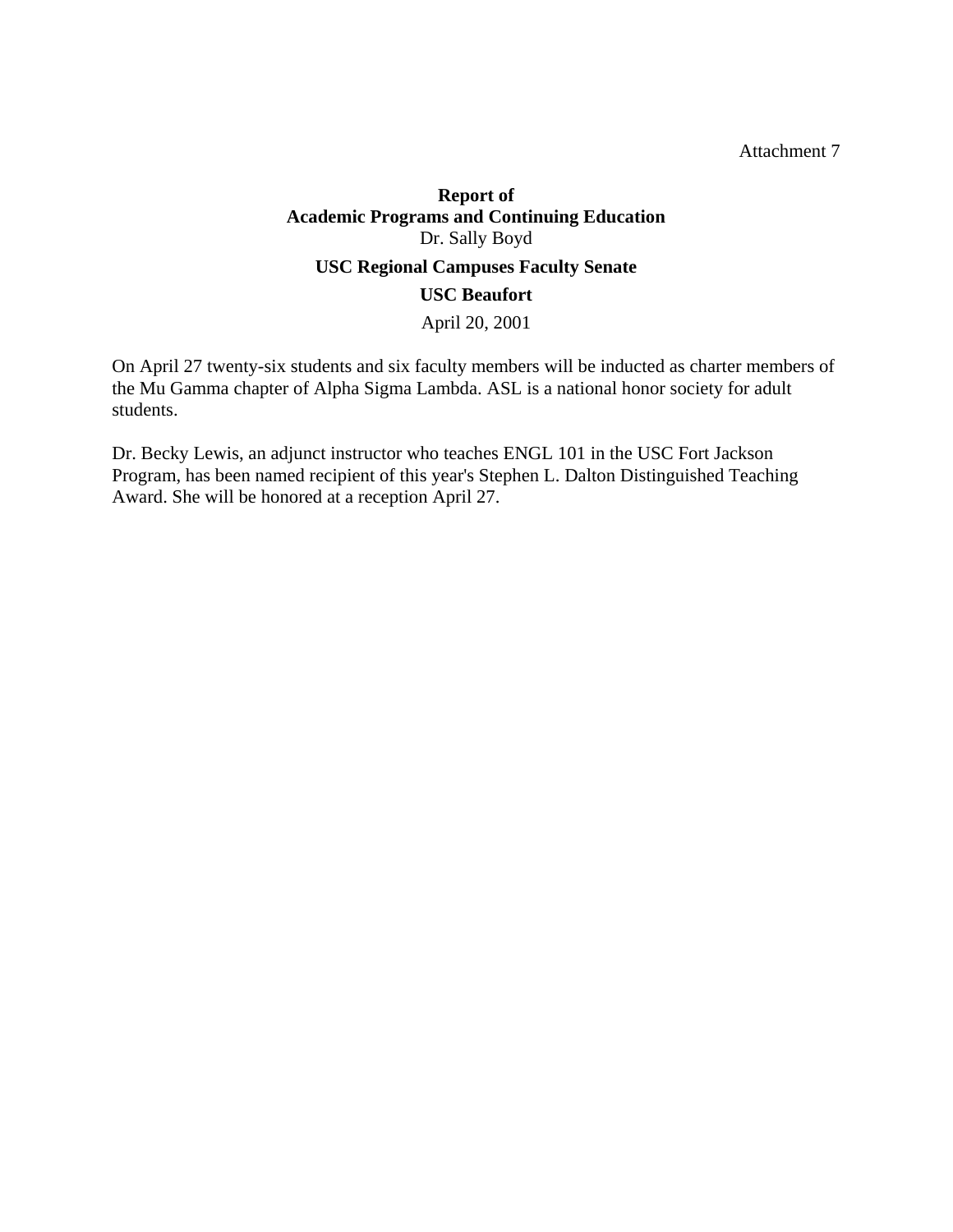Attachment 7

**Report of**
**Academic Programs and Continuing Education**
Dr. Sally Boyd
**USC Regional Campuses Faculty Senate**
**USC Beaufort**
April 20, 2001

On April 27 twenty-six students and six faculty members will be inducted as charter members of the Mu Gamma chapter of Alpha Sigma Lambda. ASL is a national honor society for adult students.

Dr. Becky Lewis, an adjunct instructor who teaches ENGL 101 in the USC Fort Jackson Program, has been named recipient of this year's Stephen L. Dalton Distinguished Teaching Award. She will be honored at a reception April 27.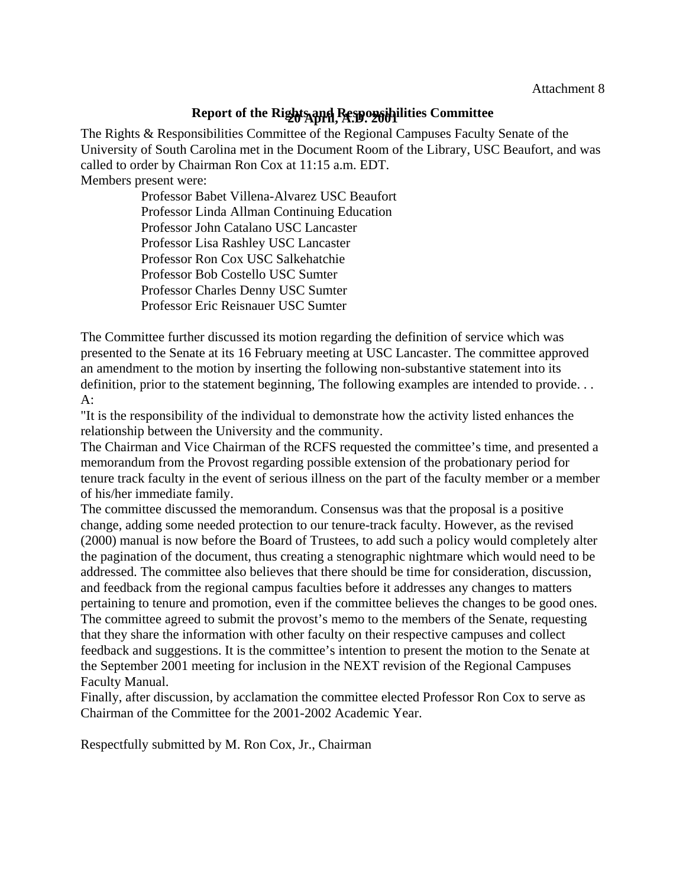Attachment 8

**Report of the Rights and Responsibilities Committee**

**20 April, A.D. 2001**

The Rights & Responsibilities Committee of the Regional Campuses Faculty Senate of the University of South Carolina met in the Document Room of the Library, USC Beaufort, and was called to order by Chairman Ron Cox at 11:15 a.m. EDT.

Members present were:

Professor Babet Villena-Alvarez USC Beaufort
Professor Linda Allman Continuing Education
Professor John Catalano USC Lancaster
Professor Lisa Rashley USC Lancaster
Professor Ron Cox USC Salkehatchie
Professor Bob Costello USC Sumter
Professor Charles Denny USC Sumter
Professor Eric Reisnauer USC Sumter

The Committee further discussed its motion regarding the definition of service which was presented to the Senate at its 16 February meeting at USC Lancaster. The committee approved an amendment to the motion by inserting the following non-substantive statement into its definition, prior to the statement beginning, The following examples are intended to provide. . . A:

"It is the responsibility of the individual to demonstrate how the activity listed enhances the relationship between the University and the community.

The Chairman and Vice Chairman of the RCFS requested the committee's time, and presented a memorandum from the Provost regarding possible extension of the probationary period for tenure track faculty in the event of serious illness on the part of the faculty member or a member of his/her immediate family.

The committee discussed the memorandum. Consensus was that the proposal is a positive change, adding some needed protection to our tenure-track faculty. However, as the revised (2000) manual is now before the Board of Trustees, to add such a policy would completely alter the pagination of the document, thus creating a stenographic nightmare which would need to be addressed. The committee also believes that there should be time for consideration, discussion, and feedback from the regional campus faculties before it addresses any changes to matters pertaining to tenure and promotion, even if the committee believes the changes to be good ones. The committee agreed to submit the provost's memo to the members of the Senate, requesting that they share the information with other faculty on their respective campuses and collect feedback and suggestions. It is the committee's intention to present the motion to the Senate at the September 2001 meeting for inclusion in the NEXT revision of the Regional Campuses Faculty Manual.

Finally, after discussion, by acclamation the committee elected Professor Ron Cox to serve as Chairman of the Committee for the 2001-2002 Academic Year.

Respectfully submitted by M. Ron Cox, Jr., Chairman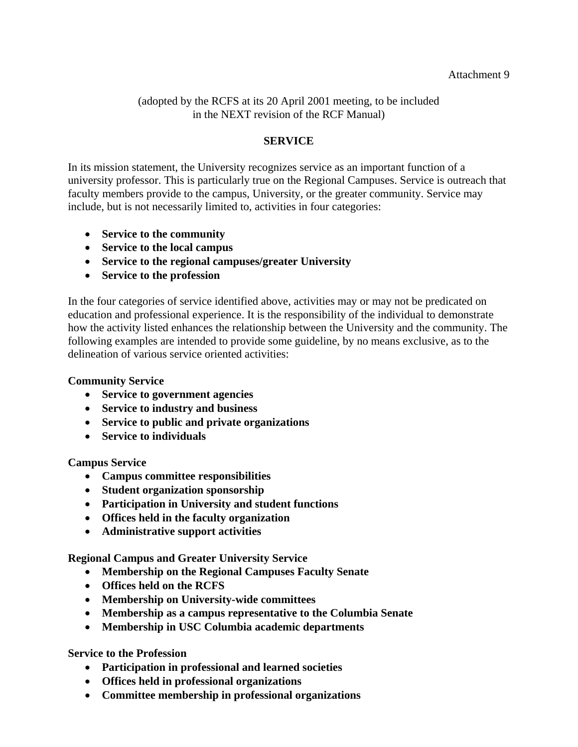Attachment 9

(adopted by the RCFS at its 20 April 2001 meeting, to be included in the NEXT revision of the RCF Manual)

## SERVICE

In its mission statement, the University recognizes service as an important function of a university professor. This is particularly true on the Regional Campuses. Service is outreach that faculty members provide to the campus, University, or the greater community. Service may include, but is not necessarily limited to, activities in four categories:

- **Service to the community**
- **Service to the local campus**
- **Service to the regional campuses/greater University**
- **Service to the profession**

In the four categories of service identified above, activities may or may not be predicated on education and professional experience. It is the responsibility of the individual to demonstrate how the activity listed enhances the relationship between the University and the community. The following examples are intended to provide some guideline, by no means exclusive, as to the delineation of various service oriented activities:

**Community Service**

- **Service to government agencies**
- **Service to industry and business**
- **Service to public and private organizations**
- **Service to individuals**

**Campus Service**

- **Campus committee responsibilities**
- **Student organization sponsorship**
- **Participation in University and student functions**
- **Offices held in the faculty organization**
- **Administrative support activities**

**Regional Campus and Greater University Service**

- **Membership on the Regional Campuses Faculty Senate**
- **Offices held on the RCFS**
- **Membership on University-wide committees**
- **Membership as a campus representative to the Columbia Senate**
- **Membership in USC Columbia academic departments**

**Service to the Profession**

- **Participation in professional and learned societies**
- **Offices held in professional organizations**
- **Committee membership in professional organizations**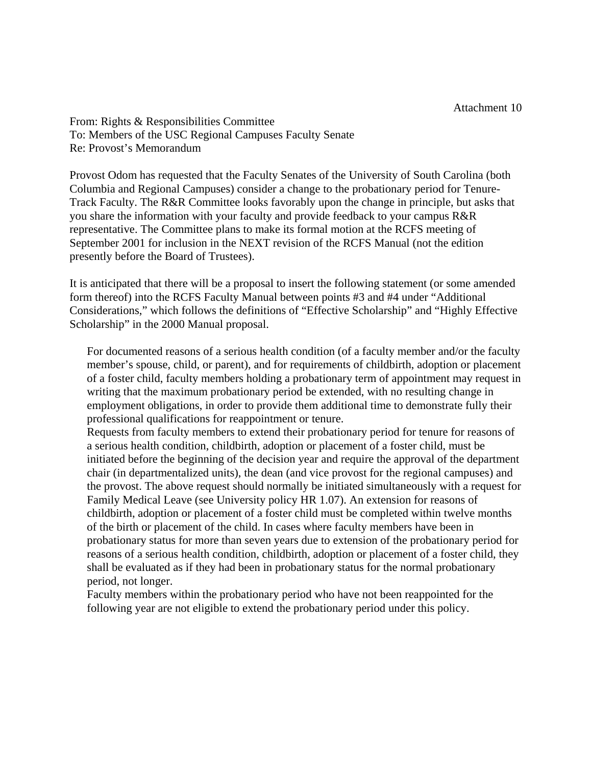Attachment 10

From: Rights & Responsibilities Committee
To: Members of the USC Regional Campuses Faculty Senate
Re: Provost's Memorandum

Provost Odom has requested that the Faculty Senates of the University of South Carolina (both Columbia and Regional Campuses) consider a change to the probationary period for Tenure-Track Faculty. The R&R Committee looks favorably upon the change in principle, but asks that you share the information with your faculty and provide feedback to your campus R&R representative. The Committee plans to make its formal motion at the RCFS meeting of September 2001 for inclusion in the NEXT revision of the RCFS Manual (not the edition presently before the Board of Trustees).

It is anticipated that there will be a proposal to insert the following statement (or some amended form thereof) into the RCFS Faculty Manual between points #3 and #4 under "Additional Considerations," which follows the definitions of "Effective Scholarship" and "Highly Effective Scholarship" in the 2000 Manual proposal.

> For documented reasons of a serious health condition (of a faculty member and/or the faculty member's spouse, child, or parent), and for requirements of childbirth, adoption or placement of a foster child, faculty members holding a probationary term of appointment may request in writing that the maximum probationary period be extended, with no resulting change in employment obligations, in order to provide them additional time to demonstrate fully their professional qualifications for reappointment or tenure.
>
> Requests from faculty members to extend their probationary period for tenure for reasons of a serious health condition, childbirth, adoption or placement of a foster child, must be initiated before the beginning of the decision year and require the approval of the department chair (in departmentalized units), the dean (and vice provost for the regional campuses) and the provost. The above request should normally be initiated simultaneously with a request for Family Medical Leave (see University policy HR 1.07). An extension for reasons of childbirth, adoption or placement of a foster child must be completed within twelve months of the birth or placement of the child. In cases where faculty members have been in probationary status for more than seven years due to extension of the probationary period for reasons of a serious health condition, childbirth, adoption or placement of a foster child, they shall be evaluated as if they had been in probationary status for the normal probationary period, not longer.
>
> Faculty members within the probationary period who have not been reappointed for the following year are not eligible to extend the probationary period under this policy.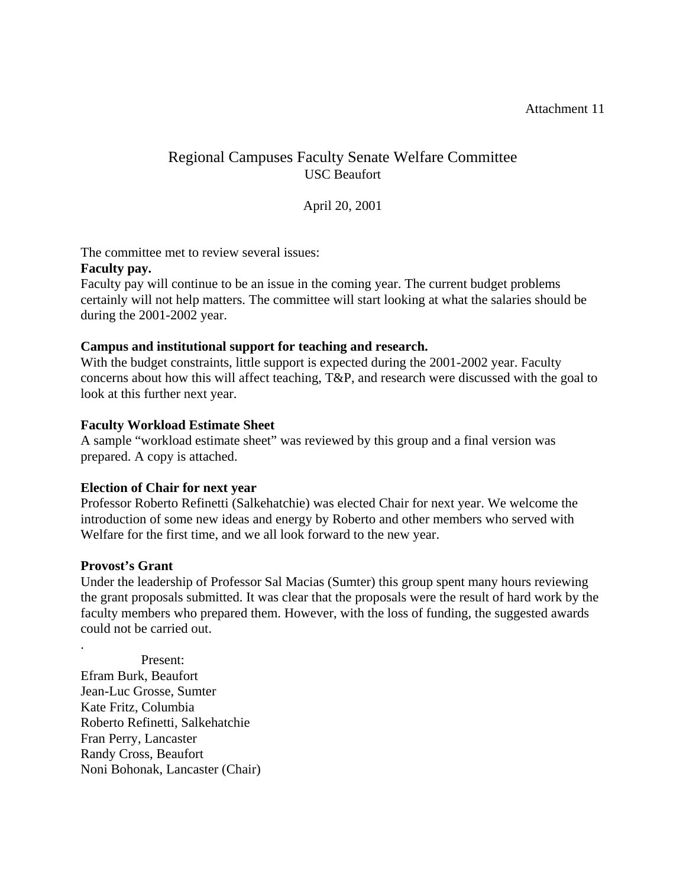Attachment 11

# Regional Campuses Faculty Senate Welfare Committee

USC Beaufort

April 20, 2001

The committee met to review several issues:

**Faculty pay.**

Faculty pay will continue to be an issue in the coming year. The current budget problems certainly will not help matters. The committee will start looking at what the salaries should be during the 2001-2002 year.

**Campus and institutional support for teaching and research.**

With the budget constraints, little support is expected during the 2001-2002 year. Faculty concerns about how this will affect teaching, T&P, and research were discussed with the goal to look at this further next year.

**Faculty Workload Estimate Sheet**

A sample "workload estimate sheet" was reviewed by this group and a final version was prepared. A copy is attached.

**Election of Chair for next year**

Professor Roberto Refinetti (Salkehatchie) was elected Chair for next year. We welcome the introduction of some new ideas and energy by Roberto and other members who served with Welfare for the first time, and we all look forward to the new year.

**Provost's Grant**

Under the leadership of Professor Sal Macias (Sumter) this group spent many hours reviewing the grant proposals submitted. It was clear that the proposals were the result of hard work by the faculty members who prepared them. However, with the loss of funding, the suggested awards could not be carried out.

.

Present:

Efram Burk, Beaufort
Jean-Luc Grosse, Sumter
Kate Fritz, Columbia
Roberto Refinetti, Salkehatchie
Fran Perry, Lancaster
Randy Cross, Beaufort
Noni Bohonak, Lancaster (Chair)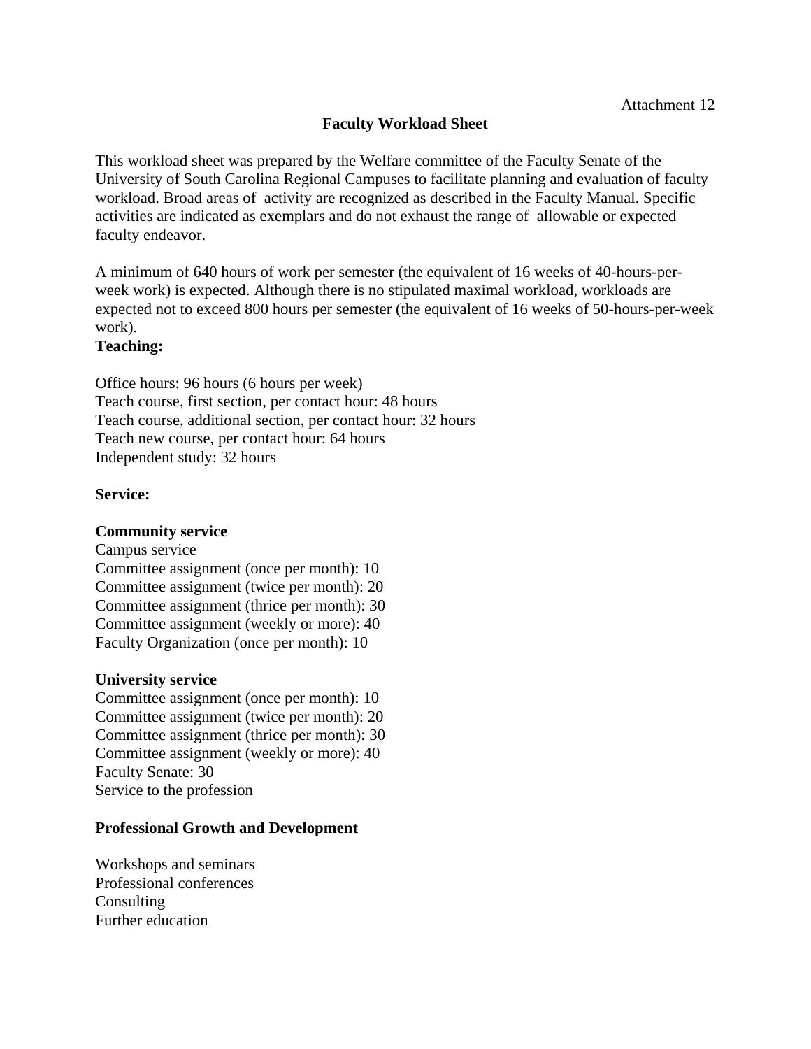Attachment 12

## Faculty Workload Sheet

This workload sheet was prepared by the Welfare committee of the Faculty Senate of the University of South Carolina Regional Campuses to facilitate planning and evaluation of faculty workload. Broad areas of activity are recognized as described in the Faculty Manual. Specific activities are indicated as exemplars and do not exhaust the range of allowable or expected faculty endeavor.

A minimum of 640 hours of work per semester (the equivalent of 16 weeks of 40-hours-per-week work) is expected. Although there is no stipulated maximal workload, workloads are expected not to exceed 800 hours per semester (the equivalent of 16 weeks of 50-hours-per-week work).

**Teaching:**

Office hours: 96 hours (6 hours per week)
Teach course, first section, per contact hour: 48 hours
Teach course, additional section, per contact hour: 32 hours
Teach new course, per contact hour: 64 hours
Independent study: 32 hours

**Service:**

**Community service**
Campus service
Committee assignment (once per month): 10
Committee assignment (twice per month): 20
Committee assignment (thrice per month): 30
Committee assignment (weekly or more): 40
Faculty Organization (once per month): 10

**University service**
Committee assignment (once per month): 10
Committee assignment (twice per month): 20
Committee assignment (thrice per month): 30
Committee assignment (weekly or more): 40
Faculty Senate: 30
Service to the profession

**Professional Growth and Development**

Workshops and seminars
Professional conferences
Consulting
Further education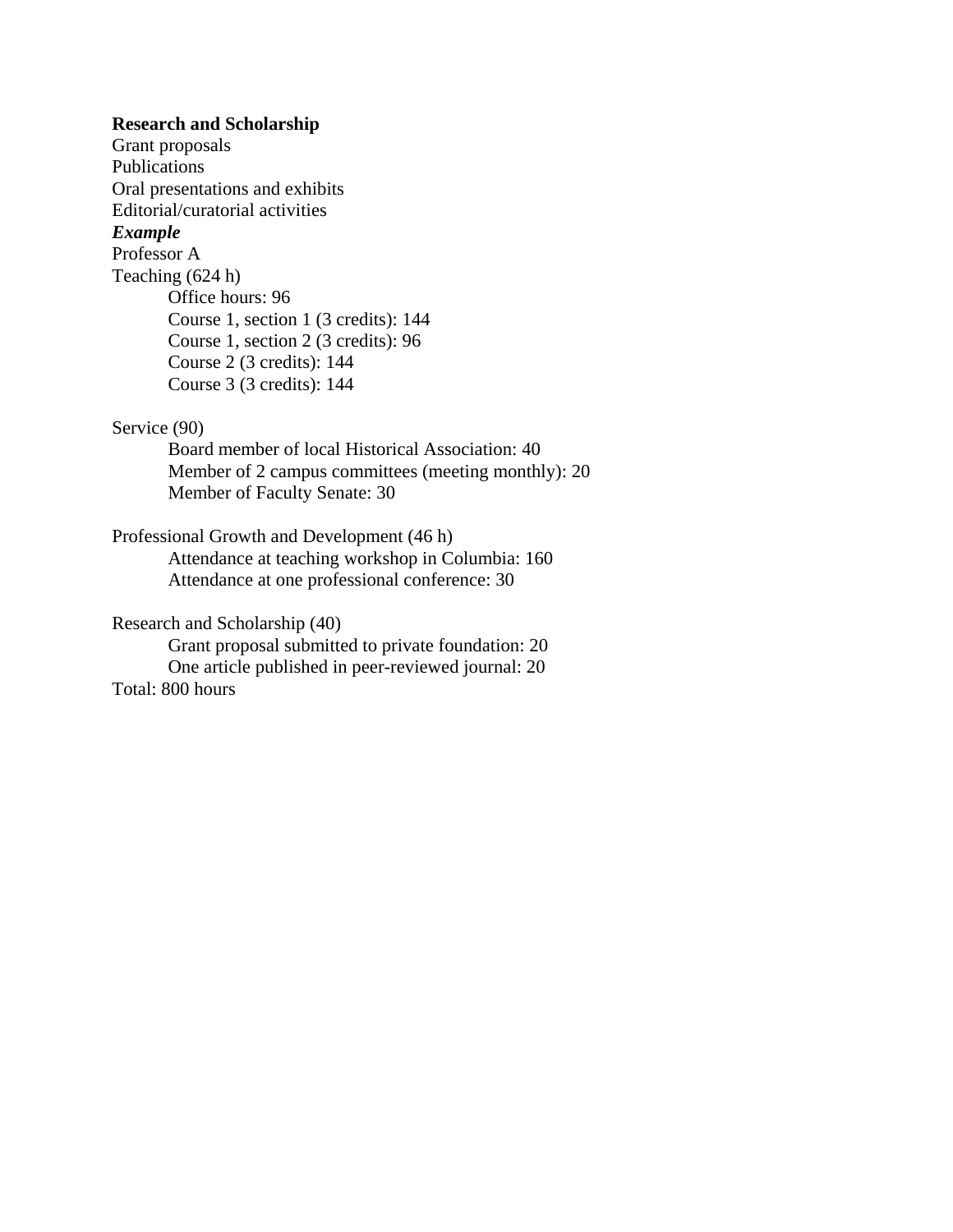**Research and Scholarship**
Grant proposals
Publications
Oral presentations and exhibits
Editorial/curatorial activities

***Example***

Professor A

Teaching (624 h)

- Office hours: 96
- Course 1, section 1 (3 credits): 144
- Course 1, section 2 (3 credits): 96
- Course 2 (3 credits): 144
- Course 3 (3 credits): 144

Service (90)

- Board member of local Historical Association: 40
- Member of 2 campus committees (meeting monthly): 20
- Member of Faculty Senate: 30

Professional Growth and Development (46 h)

- Attendance at teaching workshop in Columbia: 160
- Attendance at one professional conference: 30

Research and Scholarship (40)

- Grant proposal submitted to private foundation: 20
- One article published in peer-reviewed journal: 20

Total: 800 hours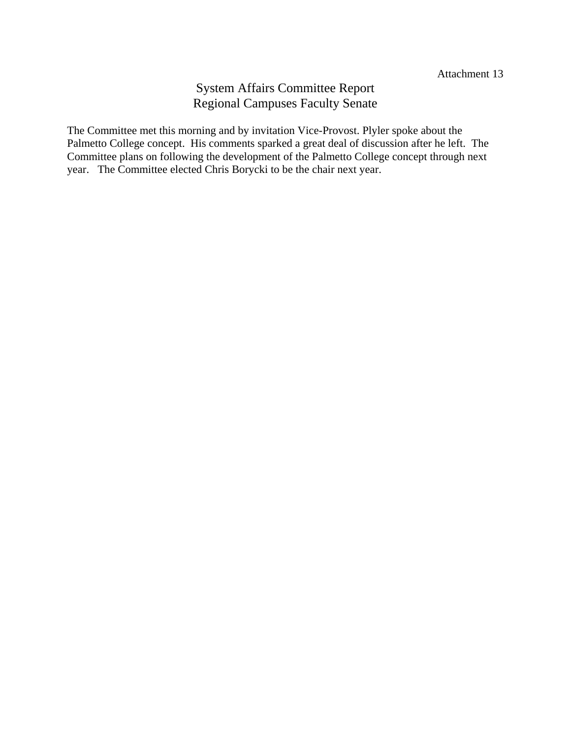Attachment 13

# System Affairs Committee Report
## Regional Campuses Faculty Senate

The Committee met this morning and by invitation Vice-Provost. Plyler spoke about the Palmetto College concept. His comments sparked a great deal of discussion after he left. The Committee plans on following the development of the Palmetto College concept through next year. The Committee elected Chris Borycki to be the chair next year.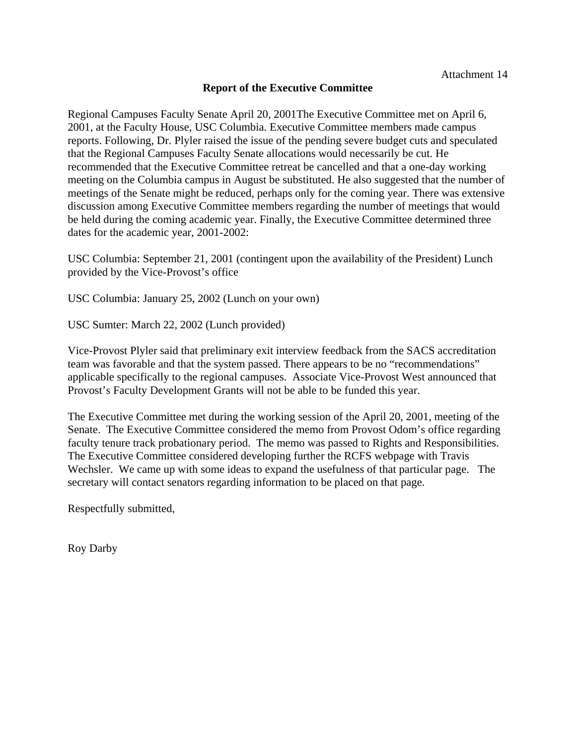Attachment 14

**Report of the Executive Committee**

Regional Campuses Faculty Senate April 20, 2001The Executive Committee met on April 6, 2001, at the Faculty House, USC Columbia. Executive Committee members made campus reports. Following, Dr. Plyler raised the issue of the pending severe budget cuts and speculated that the Regional Campuses Faculty Senate allocations would necessarily be cut. He recommended that the Executive Committee retreat be cancelled and that a one-day working meeting on the Columbia campus in August be substituted. He also suggested that the number of meetings of the Senate might be reduced, perhaps only for the coming year. There was extensive discussion among Executive Committee members regarding the number of meetings that would be held during the coming academic year. Finally, the Executive Committee determined three dates for the academic year, 2001-2002:

USC Columbia: September 21, 2001 (contingent upon the availability of the President) Lunch provided by the Vice-Provost's office

USC Columbia: January 25, 2002 (Lunch on your own)

USC Sumter: March 22, 2002 (Lunch provided)

Vice-Provost Plyler said that preliminary exit interview feedback from the SACS accreditation team was favorable and that the system passed. There appears to be no "recommendations" applicable specifically to the regional campuses. Associate Vice-Provost West announced that Provost's Faculty Development Grants will not be able to be funded this year.

The Executive Committee met during the working session of the April 20, 2001, meeting of the Senate. The Executive Committee considered the memo from Provost Odom's office regarding faculty tenure track probationary period. The memo was passed to Rights and Responsibilities. The Executive Committee considered developing further the RCFS webpage with Travis Wechsler. We came up with some ideas to expand the usefulness of that particular page. The secretary will contact senators regarding information to be placed on that page.

Respectfully submitted,

Roy Darby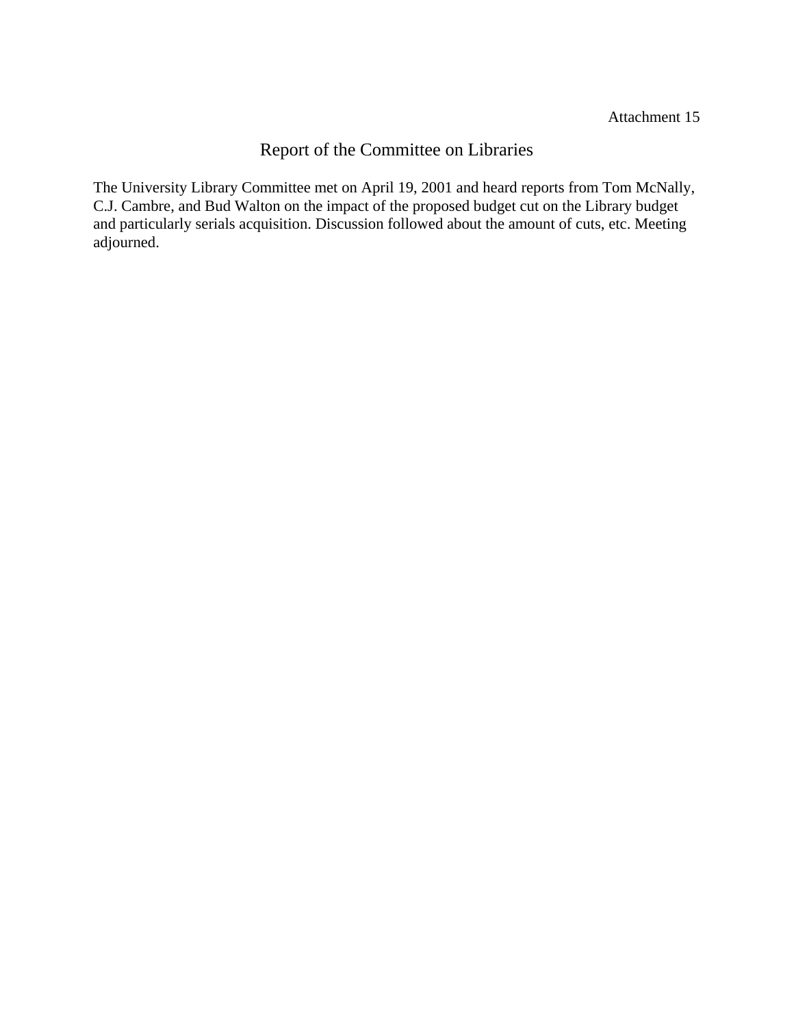Attachment 15

# Report of the Committee on Libraries

The University Library Committee met on April 19, 2001 and heard reports from Tom McNally, C.J. Cambre, and Bud Walton on the impact of the proposed budget cut on the Library budget and particularly serials acquisition. Discussion followed about the amount of cuts, etc. Meeting adjourned.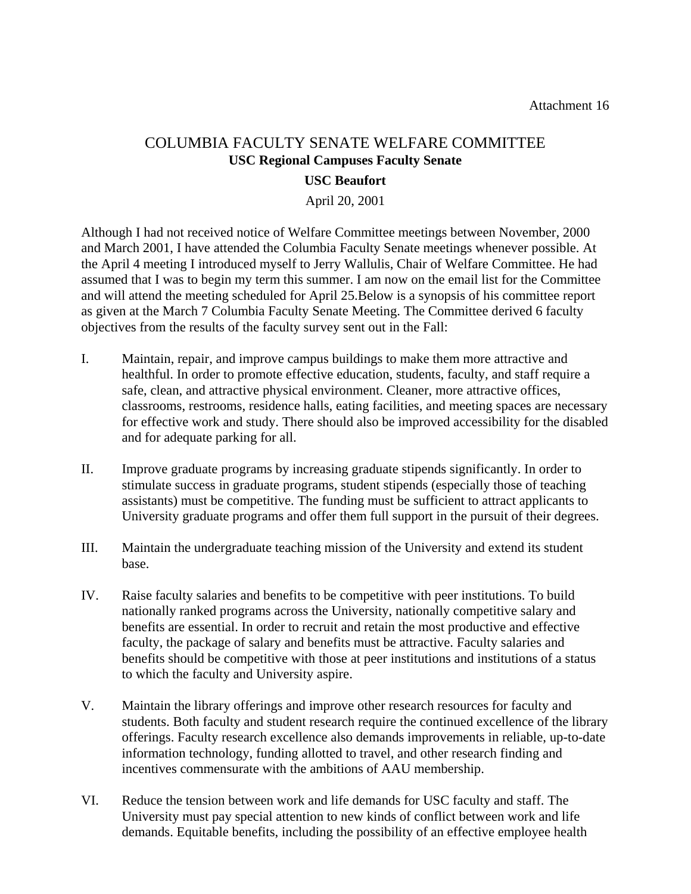Attachment 16

# COLUMBIA FACULTY SENATE WELFARE COMMITTEE

**USC Regional Campuses Faculty Senate**

**USC Beaufort**

April 20, 2001

Although I had not received notice of Welfare Committee meetings between November, 2000 and March 2001, I have attended the Columbia Faculty Senate meetings whenever possible. At the April 4 meeting I introduced myself to Jerry Wallulis, Chair of Welfare Committee. He had assumed that I was to begin my term this summer. I am now on the email list for the Committee and will attend the meeting scheduled for April 25.Below is a synopsis of his committee report as given at the March 7 Columbia Faculty Senate Meeting. The Committee derived 6 faculty objectives from the results of the faculty survey sent out in the Fall:

I. Maintain, repair, and improve campus buildings to make them more attractive and healthful. In order to promote effective education, students, faculty, and staff require a safe, clean, and attractive physical environment. Cleaner, more attractive offices, classrooms, restrooms, residence halls, eating facilities, and meeting spaces are necessary for effective work and study. There should also be improved accessibility for the disabled and for adequate parking for all.

II. Improve graduate programs by increasing graduate stipends significantly. In order to stimulate success in graduate programs, student stipends (especially those of teaching assistants) must be competitive. The funding must be sufficient to attract applicants to University graduate programs and offer them full support in the pursuit of their degrees.

III. Maintain the undergraduate teaching mission of the University and extend its student base.

IV. Raise faculty salaries and benefits to be competitive with peer institutions. To build nationally ranked programs across the University, nationally competitive salary and benefits are essential. In order to recruit and retain the most productive and effective faculty, the package of salary and benefits must be attractive. Faculty salaries and benefits should be competitive with those at peer institutions and institutions of a status to which the faculty and University aspire.

V. Maintain the library offerings and improve other research resources for faculty and students. Both faculty and student research require the continued excellence of the library offerings. Faculty research excellence also demands improvements in reliable, up-to-date information technology, funding allotted to travel, and other research finding and incentives commensurate with the ambitions of AAU membership.

VI. Reduce the tension between work and life demands for USC faculty and staff. The University must pay special attention to new kinds of conflict between work and life demands. Equitable benefits, including the possibility of an effective employee health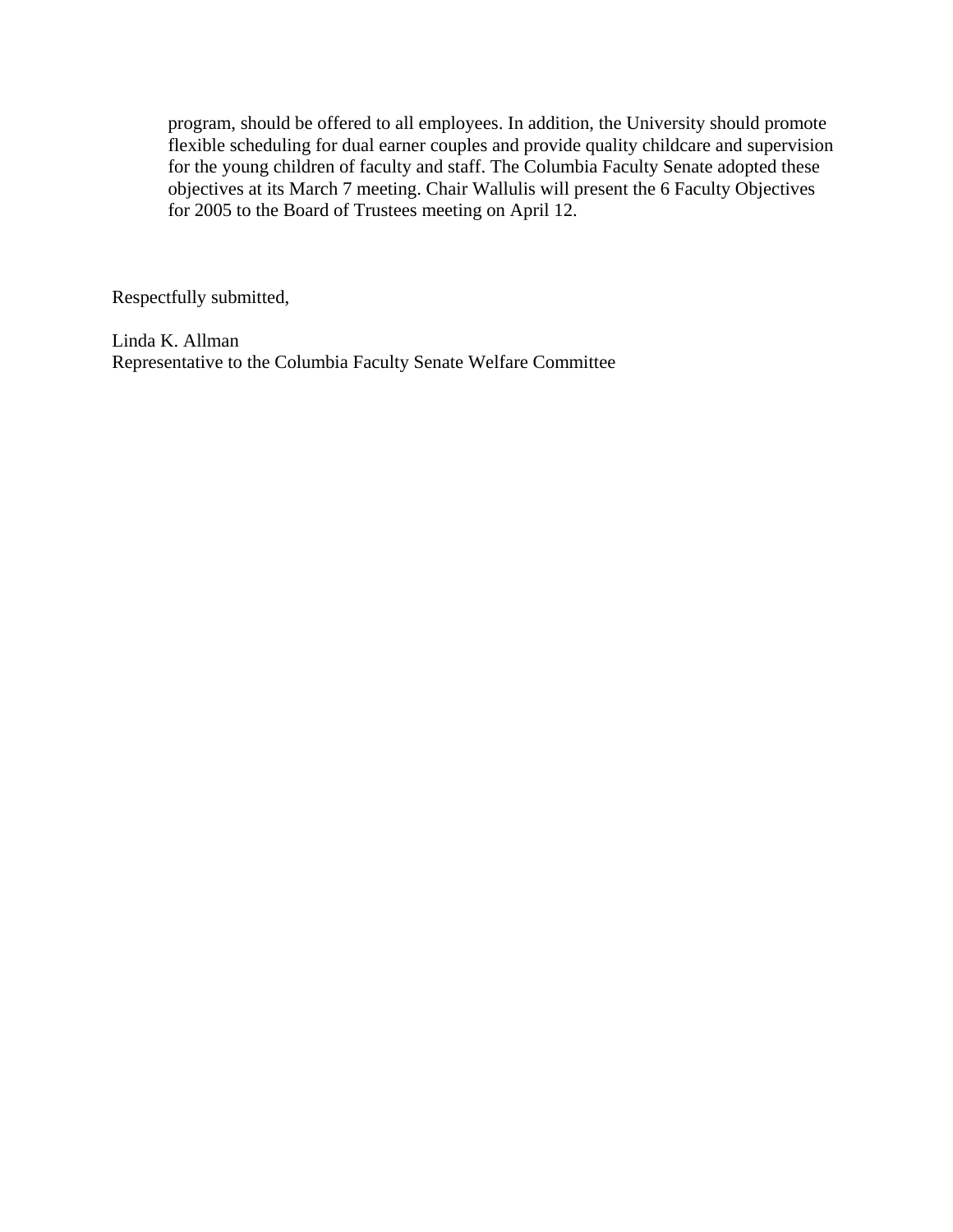program, should be offered to all employees. In addition, the University should promote flexible scheduling for dual earner couples and provide quality childcare and supervision for the young children of faculty and staff. The Columbia Faculty Senate adopted these objectives at its March 7 meeting. Chair Wallulis will present the 6 Faculty Objectives for 2005 to the Board of Trustees meeting on April 12.

Respectfully submitted,

Linda K. Allman
Representative to the Columbia Faculty Senate Welfare Committee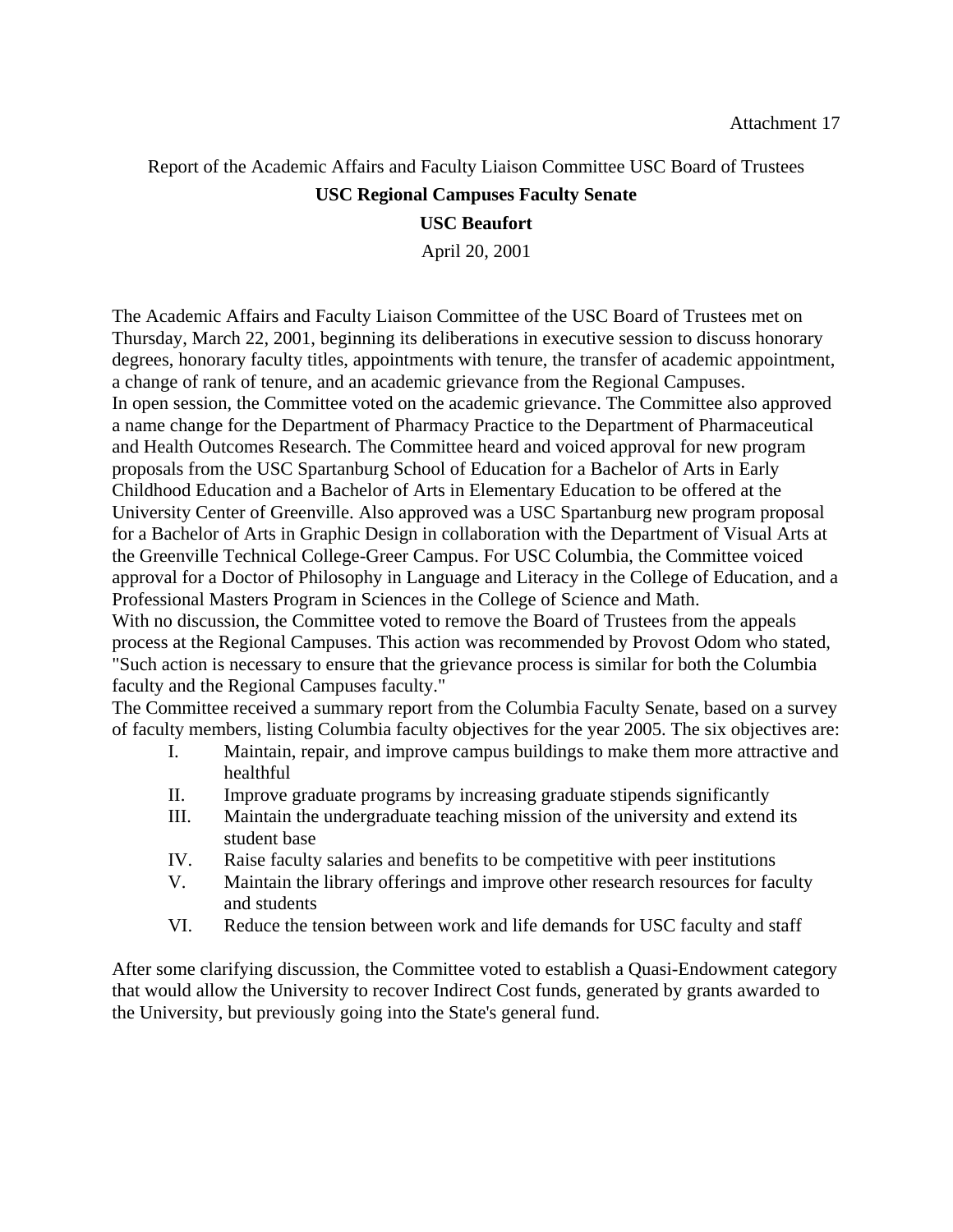Attachment 17

Report of the Academic Affairs and Faculty Liaison Committee USC Board of Trustees

**USC Regional Campuses Faculty Senate**

**USC Beaufort**

April 20, 2001

The Academic Affairs and Faculty Liaison Committee of the USC Board of Trustees met on Thursday, March 22, 2001, beginning its deliberations in executive session to discuss honorary degrees, honorary faculty titles, appointments with tenure, the transfer of academic appointment, a change of rank of tenure, and an academic grievance from the Regional Campuses.

In open session, the Committee voted on the academic grievance. The Committee also approved a name change for the Department of Pharmacy Practice to the Department of Pharmaceutical and Health Outcomes Research. The Committee heard and voiced approval for new program proposals from the USC Spartanburg School of Education for a Bachelor of Arts in Early Childhood Education and a Bachelor of Arts in Elementary Education to be offered at the University Center of Greenville. Also approved was a USC Spartanburg new program proposal for a Bachelor of Arts in Graphic Design in collaboration with the Department of Visual Arts at the Greenville Technical College-Greer Campus. For USC Columbia, the Committee voiced approval for a Doctor of Philosophy in Language and Literacy in the College of Education, and a Professional Masters Program in Sciences in the College of Science and Math.

With no discussion, the Committee voted to remove the Board of Trustees from the appeals process at the Regional Campuses. This action was recommended by Provost Odom who stated, "Such action is necessary to ensure that the grievance process is similar for both the Columbia faculty and the Regional Campuses faculty."

The Committee received a summary report from the Columbia Faculty Senate, based on a survey of faculty members, listing Columbia faculty objectives for the year 2005. The six objectives are:

I. Maintain, repair, and improve campus buildings to make them more attractive and healthful
II. Improve graduate programs by increasing graduate stipends significantly
III. Maintain the undergraduate teaching mission of the university and extend its student base
IV. Raise faculty salaries and benefits to be competitive with peer institutions
V. Maintain the library offerings and improve other research resources for faculty and students
VI. Reduce the tension between work and life demands for USC faculty and staff

After some clarifying discussion, the Committee voted to establish a Quasi-Endowment category that would allow the University to recover Indirect Cost funds, generated by grants awarded to the University, but previously going into the State's general fund.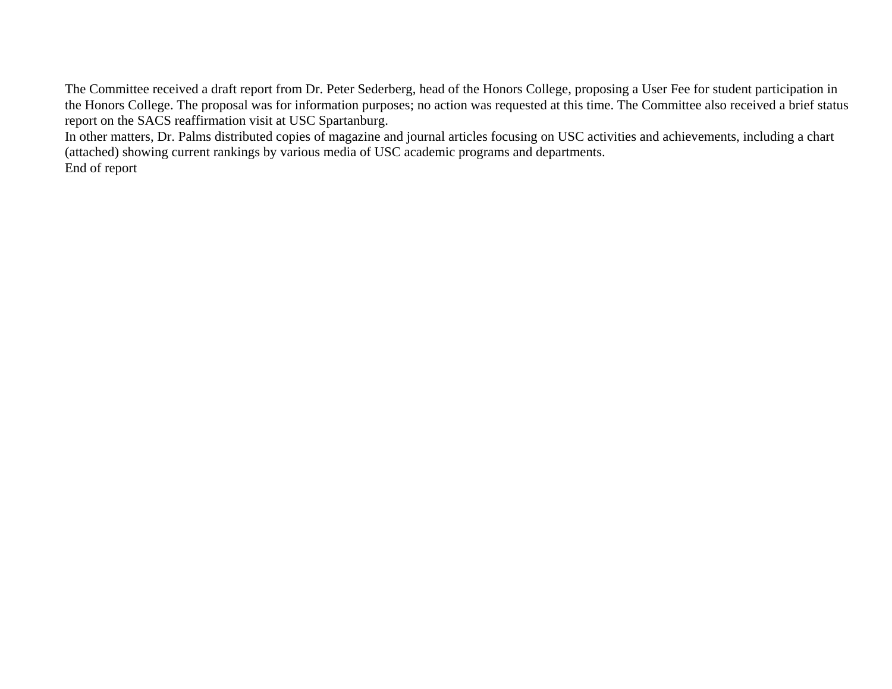The Committee received a draft report from Dr. Peter Sederberg, head of the Honors College, proposing a User Fee for student participation in the Honors College. The proposal was for information purposes; no action was requested at this time. The Committee also received a brief status report on the SACS reaffirmation visit at USC Spartanburg.

In other matters, Dr. Palms distributed copies of magazine and journal articles focusing on USC activities and achievements, including a chart (attached) showing current rankings by various media of USC academic programs and departments.

End of report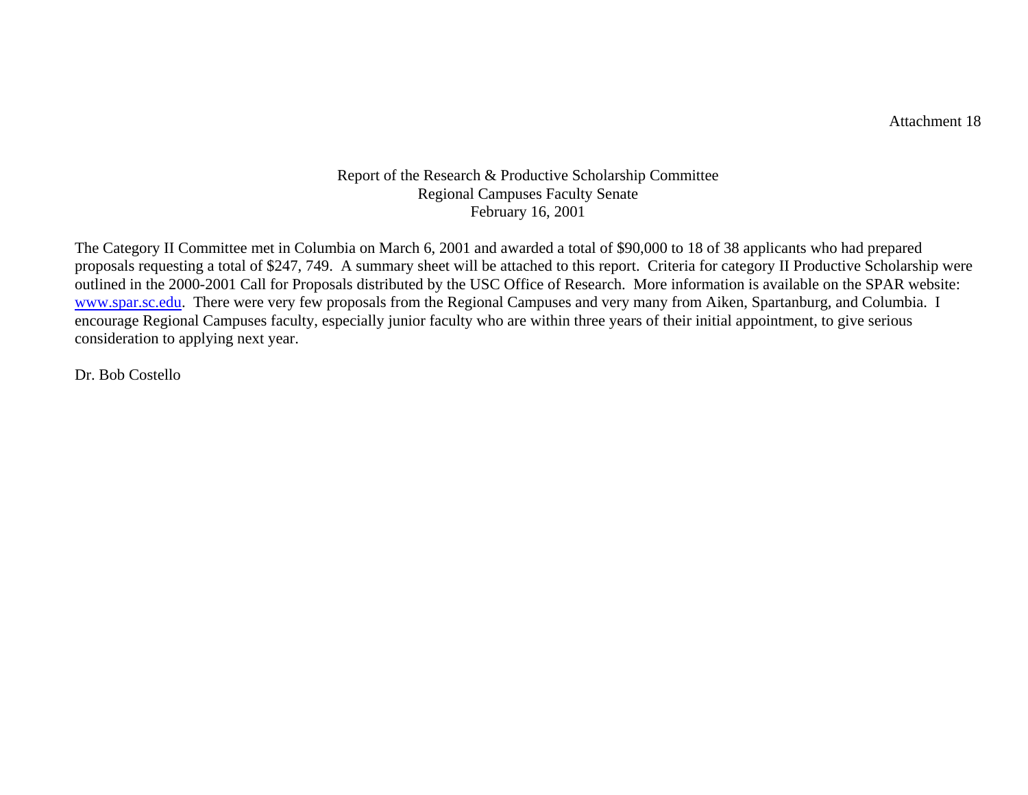Attachment 18

Report of the Research & Productive Scholarship Committee
Regional Campuses Faculty Senate
February 16, 2001

The Category II Committee met in Columbia on March 6, 2001 and awarded a total of $90,000 to 18 of 38 applicants who had prepared proposals requesting a total of $247, 749. A summary sheet will be attached to this report. Criteria for category II Productive Scholarship were outlined in the 2000-2001 Call for Proposals distributed by the USC Office of Research. More information is available on the SPAR website: www.spar.sc.edu. There were very few proposals from the Regional Campuses and very many from Aiken, Spartanburg, and Columbia. I encourage Regional Campuses faculty, especially junior faculty who are within three years of their initial appointment, to give serious consideration to applying next year.

Dr. Bob Costello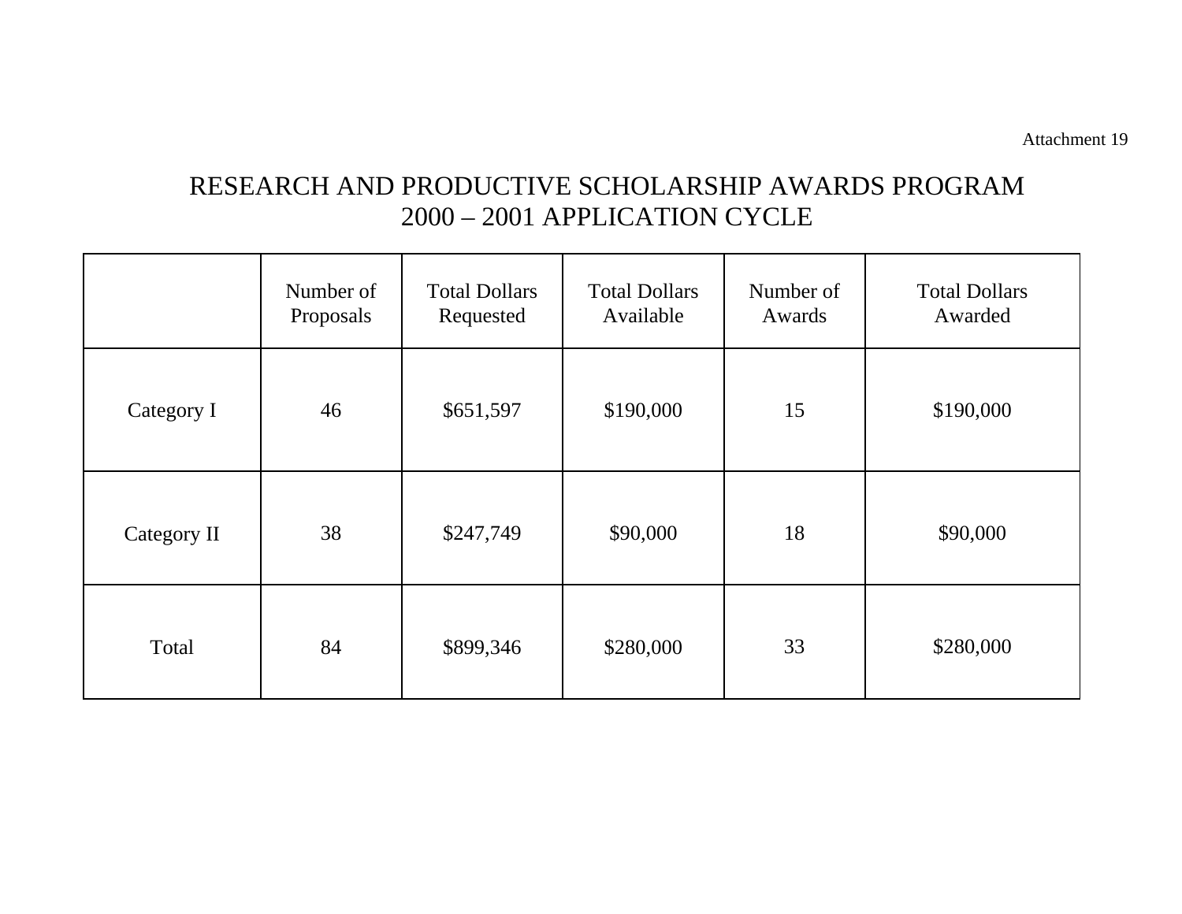Attachment 19

# RESEARCH AND PRODUCTIVE SCHOLARSHIP AWARDS PROGRAM
# 2000 – 2001 APPLICATION CYCLE

| | Number of Proposals | Total Dollars Requested | Total Dollars Available | Number of Awards | Total Dollars Awarded |
|---|---|---|---|---|---|
| Category I | 46 | $651,597 | $190,000 | 15 | $190,000 |
| Category II | 38 | $247,749 | $90,000 | 18 | $90,000 |
| Total | 84 | $899,346 | $280,000 | 33 | $280,000 |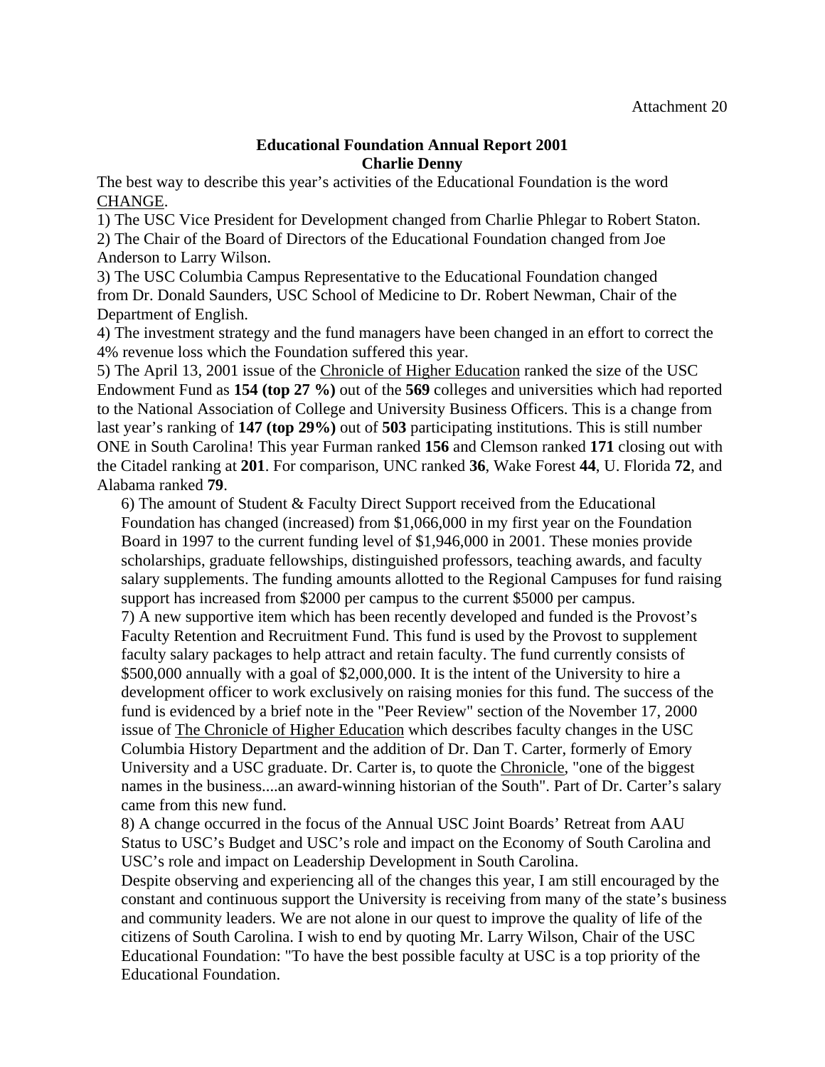Attachment 20

**Educational Foundation Annual Report 2001**
**Charlie Denny**

The best way to describe this year's activities of the Educational Foundation is the word <u>CHANGE</u>.

1) The USC Vice President for Development changed from Charlie Phlegar to Robert Staton.
2) The Chair of the Board of Directors of the Educational Foundation changed from Joe Anderson to Larry Wilson.
3) The USC Columbia Campus Representative to the Educational Foundation changed from Dr. Donald Saunders, USC School of Medicine to Dr. Robert Newman, Chair of the Department of English.
4) The investment strategy and the fund managers have been changed in an effort to correct the 4% revenue loss which the Foundation suffered this year.
5) The April 13, 2001 issue of the <u>Chronicle of Higher Education</u> ranked the size of the USC Endowment Fund as **154 (top 27 %)** out of the **569** colleges and universities which had reported to the National Association of College and University Business Officers. This is a change from last year's ranking of **147 (top 29%)** out of **503** participating institutions. This is still number ONE in South Carolina! This year Furman ranked **156** and Clemson ranked **171** closing out with the Citadel ranking at **201**. For comparison, UNC ranked **36**, Wake Forest **44**, U. Florida **72**, and Alabama ranked **79**.

6) The amount of Student & Faculty Direct Support received from the Educational Foundation has changed (increased) from $1,066,000 in my first year on the Foundation Board in 1997 to the current funding level of $1,946,000 in 2001. These monies provide scholarships, graduate fellowships, distinguished professors, teaching awards, and faculty salary supplements. The funding amounts allotted to the Regional Campuses for fund raising support has increased from $2000 per campus to the current $5000 per campus.

7) A new supportive item which has been recently developed and funded is the Provost's Faculty Retention and Recruitment Fund. This fund is used by the Provost to supplement faculty salary packages to help attract and retain faculty. The fund currently consists of $500,000 annually with a goal of $2,000,000. It is the intent of the University to hire a development officer to work exclusively on raising monies for this fund. The success of the fund is evidenced by a brief note in the "Peer Review" section of the November 17, 2000 issue of <u>The Chronicle of Higher Education</u> which describes faculty changes in the USC Columbia History Department and the addition of Dr. Dan T. Carter, formerly of Emory University and a USC graduate. Dr. Carter is, to quote the <u>Chronicle</u>, "one of the biggest names in the business....an award-winning historian of the South". Part of Dr. Carter's salary came from this new fund.

8) A change occurred in the focus of the Annual USC Joint Boards' Retreat from AAU Status to USC's Budget and USC's role and impact on the Economy of South Carolina and USC's role and impact on Leadership Development in South Carolina.

Despite observing and experiencing all of the changes this year, I am still encouraged by the constant and continuous support the University is receiving from many of the state's business and community leaders. We are not alone in our quest to improve the quality of life of the citizens of South Carolina. I wish to end by quoting Mr. Larry Wilson, Chair of the USC Educational Foundation: "To have the best possible faculty at USC is a top priority of the Educational Foundation.